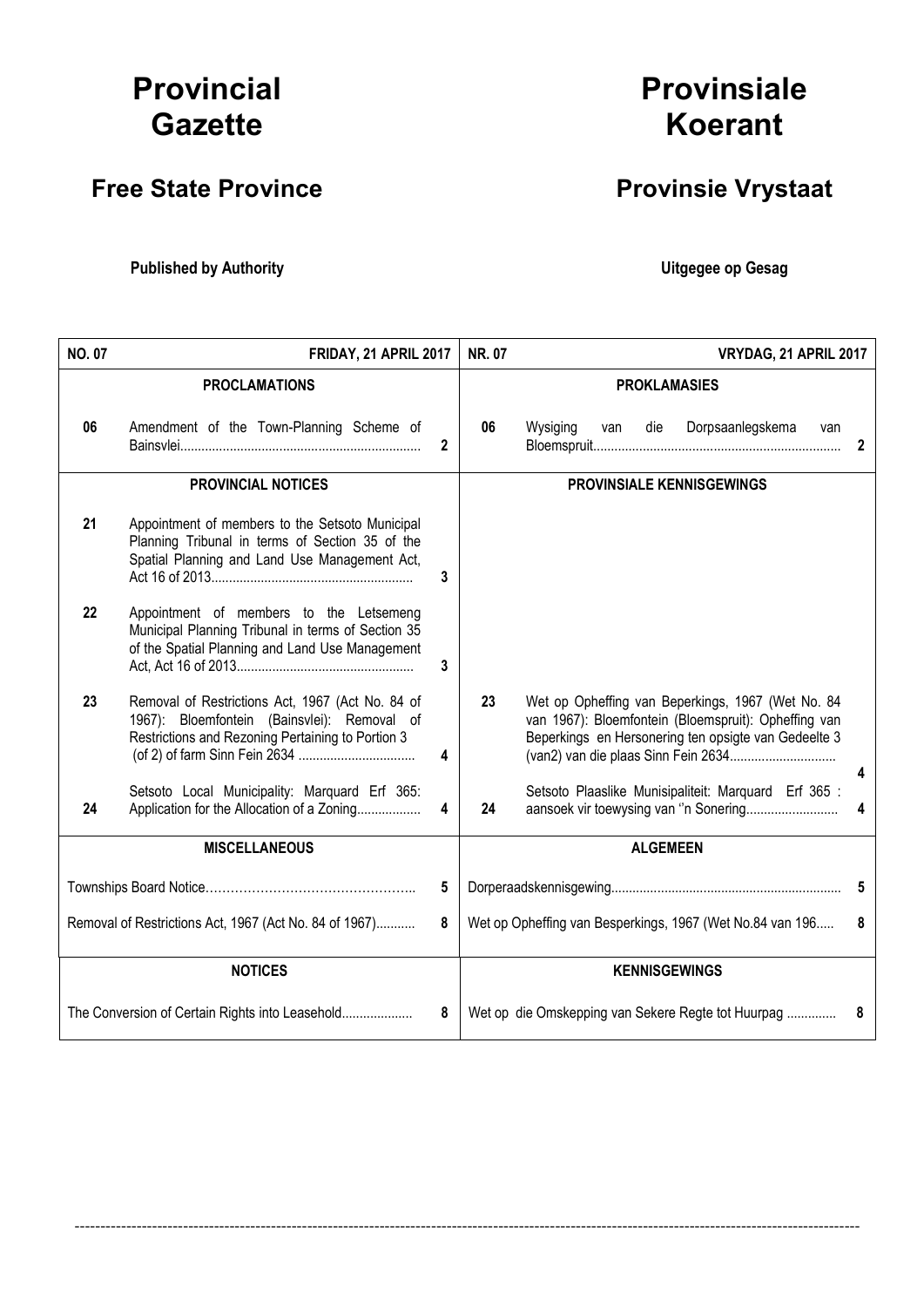# Provincial Gazette

# Provinsiale Koerant

## Free State Province

## Provinsie Vrystaat

**Published by Authority**

**Uitgegee op Gesag**

| **NO. 07** | **FRIDAY, 21 APRIL 2017** | | **NR. 07** | **VRYDAG, 21 APRIL 2017** | |
|---|---|---|---|---|---|
| | **PROCLAMATIONS** | | | **PROKLAMASIES** | |
| 06 | Amendment of the Town-Planning Scheme of Bainsvlei | 2 | 06 | Wysiging van die Dorpsaanlegskema van Bloemspruit | 2 |
| | **PROVINCIAL NOTICES** | | | **PROVINSIALE KENNISGEWINGS** | |
| 21 | Appointment of members to the Setsoto Municipal Planning Tribunal in terms of Section 35 of the Spatial Planning and Land Use Management Act, Act 16 of 2013 | 3 | | | |
| 22 | Appointment of members to the Letsemeng Municipal Planning Tribunal in terms of Section 35 of the Spatial Planning and Land Use Management Act, Act 16 of 2013 | 3 | | | |
| 23 | Removal of Restrictions Act, 1967 (Act No. 84 of 1967): Bloemfontein (Bainsvlei): Removal of Restrictions and Rezoning Pertaining to Portion 3 (of 2) of farm Sinn Fein 2634 | 4 | 23 | Wet op Opheffing van Beperkings, 1967 (Wet No. 84 van 1967): Bloemfontein (Bloemspruit): Opheffing van Beperkings en Hersonering ten opsigte van Gedeelte 3 (van2) van die plaas Sinn Fein 2634 | 4 |
| 24 | Setsoto Local Municipality: Marquard Erf 365: Application for the Allocation of a Zoning | 4 | 24 | Setsoto Plaaslike Munisipaliteit: Marquard Erf 365 : aansoek vir toewysing van ''n Sonering | 4 |
| | **MISCELLANEOUS** | | | **ALGEMEEN** | |
| | Townships Board Notice | 5 | | Dorperaadskennisgewing | 5 |
| | Removal of Restrictions Act, 1967 (Act No. 84 of 1967) | 8 | | Wet op Opheffing van Besperkings, 1967 (Wet No.84 van 196 | 8 |
| | **NOTICES** | | | **KENNISGEWINGS** | |
| | The Conversion of Certain Rights into Leasehold | 8 | | Wet op die Omskepping van Sekere Regte tot Huurpag | 8 |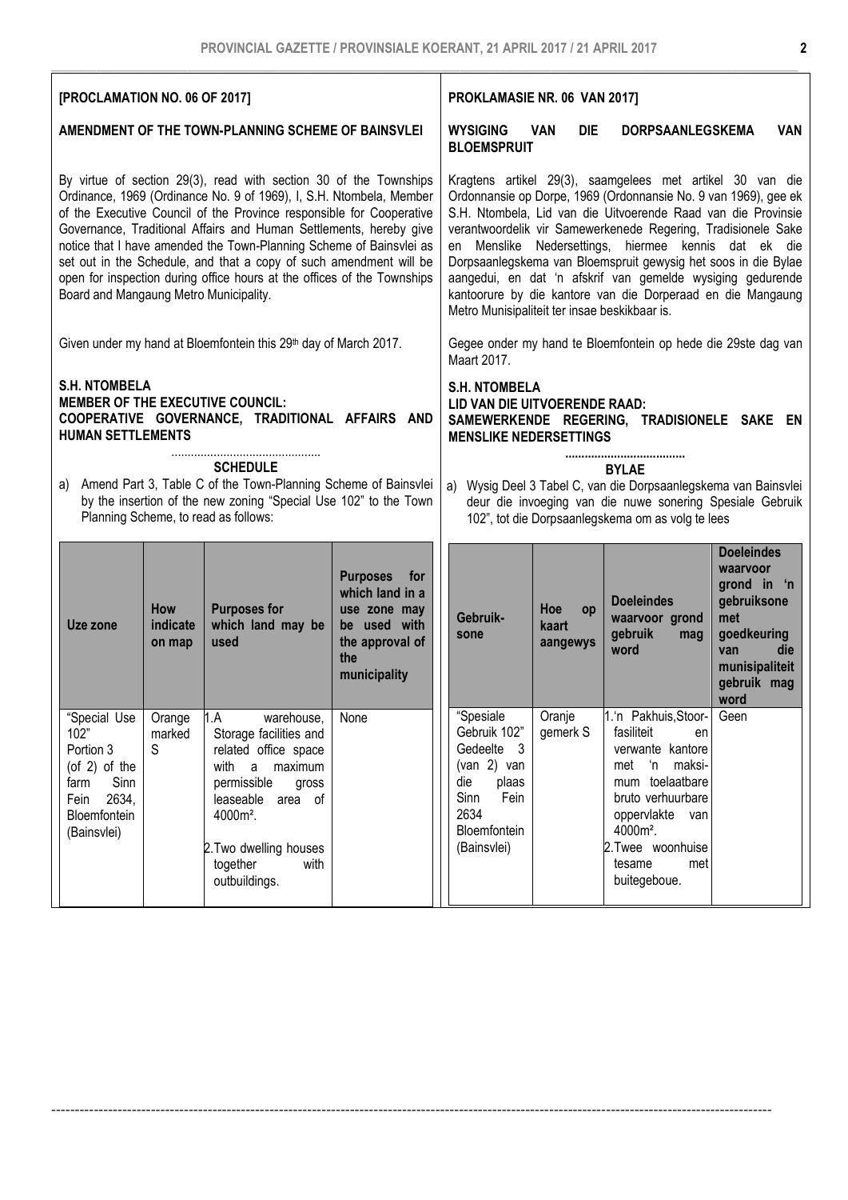**[PROCLAMATION NO. 06 OF 2017]**

**AMENDMENT OF THE TOWN-PLANNING SCHEME OF BAINSVLEI**

By virtue of section 29(3), read with section 30 of the Townships Ordinance, 1969 (Ordinance No. 9 of 1969), I, S.H. Ntombela, Member of the Executive Council of the Province responsible for Cooperative Governance, Traditional Affairs and Human Settlements, hereby give notice that I have amended the Town-Planning Scheme of Bainsvlei as set out in the Schedule, and that a copy of such amendment will be open for inspection during office hours at the offices of the Townships Board and Mangaung Metro Municipality.

Given under my hand at Bloemfontein this 29th day of March 2017.

**S.H. NTOMBELA**
**MEMBER OF THE EXECUTIVE COUNCIL:**
**COOPERATIVE GOVERNANCE, TRADITIONAL AFFAIRS AND HUMAN SETTLEMENTS**

..............................................

**SCHEDULE**

a) Amend Part 3, Table C of the Town-Planning Scheme of Bainsvlei by the insertion of the new zoning "Special Use 102" to the Town Planning Scheme, to read as follows:

| Uze zone | How indicate on map | Purposes for which land may be used | Purposes for which land in a use zone may be used with the approval of the municipality |
|---|---|---|---|
| "Special Use 102" Portion 3 (of 2) of the farm Sinn Fein 2634, Bloemfontein (Bainsvlei) | Orange marked S | 1. A warehouse, Storage facilities and related office space with a maximum permissible gross leaseable area of 4000m². 2. Two dwelling houses together with outbuildings. | None |

**PROKLAMASIE NR. 06 VAN 2017]**

**WYSIGING VAN DIE DORPSAANLEGSKEMA VAN BLOEMSPRUIT**

Kragtens artikel 29(3), saamgelees met artikel 30 van die Ordonnansie op Dorpe, 1969 (Ordonnansie No. 9 van 1969), gee ek S.H. Ntombela, Lid van die Uitvoerende Raad van die Provinsie verantwoordelik vir Samewerkenede Regering, Tradisionele Sake en Menslike Nedersettings, hiermee kennis dat ek die Dorpsaanlegskema van Bloemspruit gewysig het soos in die Bylae aangedui, en dat 'n afskrif van gemelde wysiging gedurende kantoorure by die kantore van die Dorperaad en die Mangaung Metro Munisipaliteit ter insae beskikbaar is.

Gegee onder my hand te Bloemfontein op hede die 29ste dag van Maart 2017.

**S.H. NTOMBELA**
**LID VAN DIE UITVOERENDE RAAD:**
**SAMEWERKENDE REGERING, TRADISIONELE SAKE EN MENSLIKE NEDERSETTINGS**

**....................................**

**BYLAE**

a) Wysig Deel 3 Tabel C, van die Dorpsaanlegskema van Bainsvlei deur die invoeging van die nuwe sonering Spesiale Gebruik 102", tot die Dorpsaanlegskema om as volg te lees

| Gebruik-sone | Hoe op kaart aangewys | Doeleindes waarvoor grond gebruik mag word | Doeleindes waarvoor grond in 'n gebruiksone met goedkeuring van die munisipaliteit gebruik mag word |
|---|---|---|---|
| "Spesiale Gebruik 102" Gedeelte 3 (van 2) van die plaas Sinn Fein 2634 Bloemfontein (Bainsvlei) | Oranje gemerk S | 1. 'n Pakhuis, Stoor-fasiliteit en verwante kantore met 'n maksi-mum toelaatbare bruto verhuurbare oppervlakte van 4000m². 2. Twee woonhuise tesame met buitegeboue. | Geen |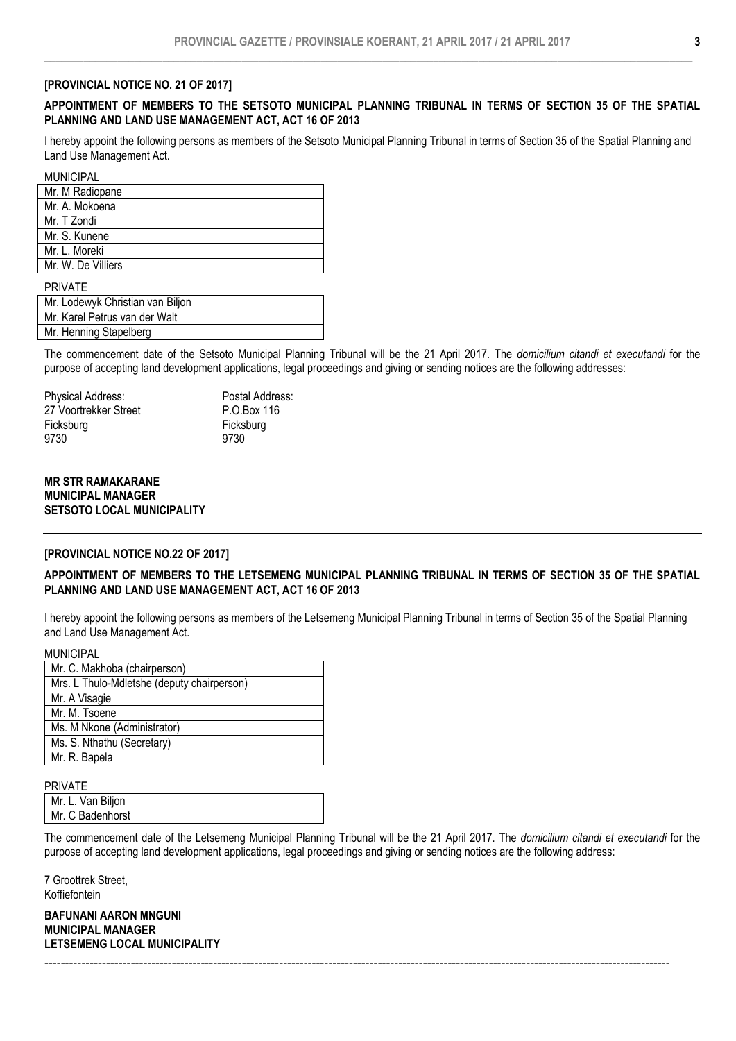**[PROVINCIAL NOTICE NO. 21 OF 2017]**

**APPOINTMENT OF MEMBERS TO THE SETSOTO MUNICIPAL PLANNING TRIBUNAL IN TERMS OF SECTION 35 OF THE SPATIAL PLANNING AND LAND USE MANAGEMENT ACT, ACT 16 OF 2013**

I hereby appoint the following persons as members of the Setsoto Municipal Planning Tribunal in terms of Section 35 of the Spatial Planning and Land Use Management Act.

| MUNICIPAL |
|---|
| Mr. M Radiopane |
| Mr. A. Mokoena |
| Mr. T Zondi |
| Mr. S. Kunene |
| Mr. L. Moreki |
| Mr. W. De Villiers |

| PRIVATE |
|---|
| Mr. Lodewyk Christian van Biljon |
| Mr. Karel Petrus van der Walt |
| Mr. Henning Stapelberg |

The commencement date of the Setsoto Municipal Planning Tribunal will be the 21 April 2017. The *domicilium citandi et executandi* for the purpose of accepting land development applications, legal proceedings and giving or sending notices are the following addresses:

Physical Address:
27 Voortrekker Street
Ficksburg
9730

Postal Address:
P.O.Box 116
Ficksburg
9730

**MR STR RAMAKARANE**
**MUNICIPAL MANAGER**
**SETSOTO LOCAL MUNICIPALITY**

---

**[PROVINCIAL NOTICE NO.22 OF 2017]**

**APPOINTMENT OF MEMBERS TO THE LETSEMENG MUNICIPAL PLANNING TRIBUNAL IN TERMS OF SECTION 35 OF THE SPATIAL PLANNING AND LAND USE MANAGEMENT ACT, ACT 16 OF 2013**

I hereby appoint the following persons as members of the Letsemeng Municipal Planning Tribunal in terms of Section 35 of the Spatial Planning and Land Use Management Act.

| MUNICIPAL |
|---|
| Mr. C. Makhoba (chairperson) |
| Mrs. L Thulo-Mdletshe (deputy chairperson) |
| Mr. A Visagie |
| Mr. M. Tsoene |
| Ms. M Nkone (Administrator) |
| Ms. S. Nthathu (Secretary) |
| Mr. R. Bapela |

| PRIVATE |
|---|
| Mr. L. Van Biljon |
| Mr. C Badenhorst |

The commencement date of the Letsemeng Municipal Planning Tribunal will be the 21 April 2017. The *domicilium citandi et executandi* for the purpose of accepting land development applications, legal proceedings and giving or sending notices are the following address:

7 Groottrek Street,
Koffiefontein

**BAFUNANI AARON MNGUNI**
**MUNICIPAL MANAGER**
**LETSEMENG LOCAL MUNICIPALITY**

---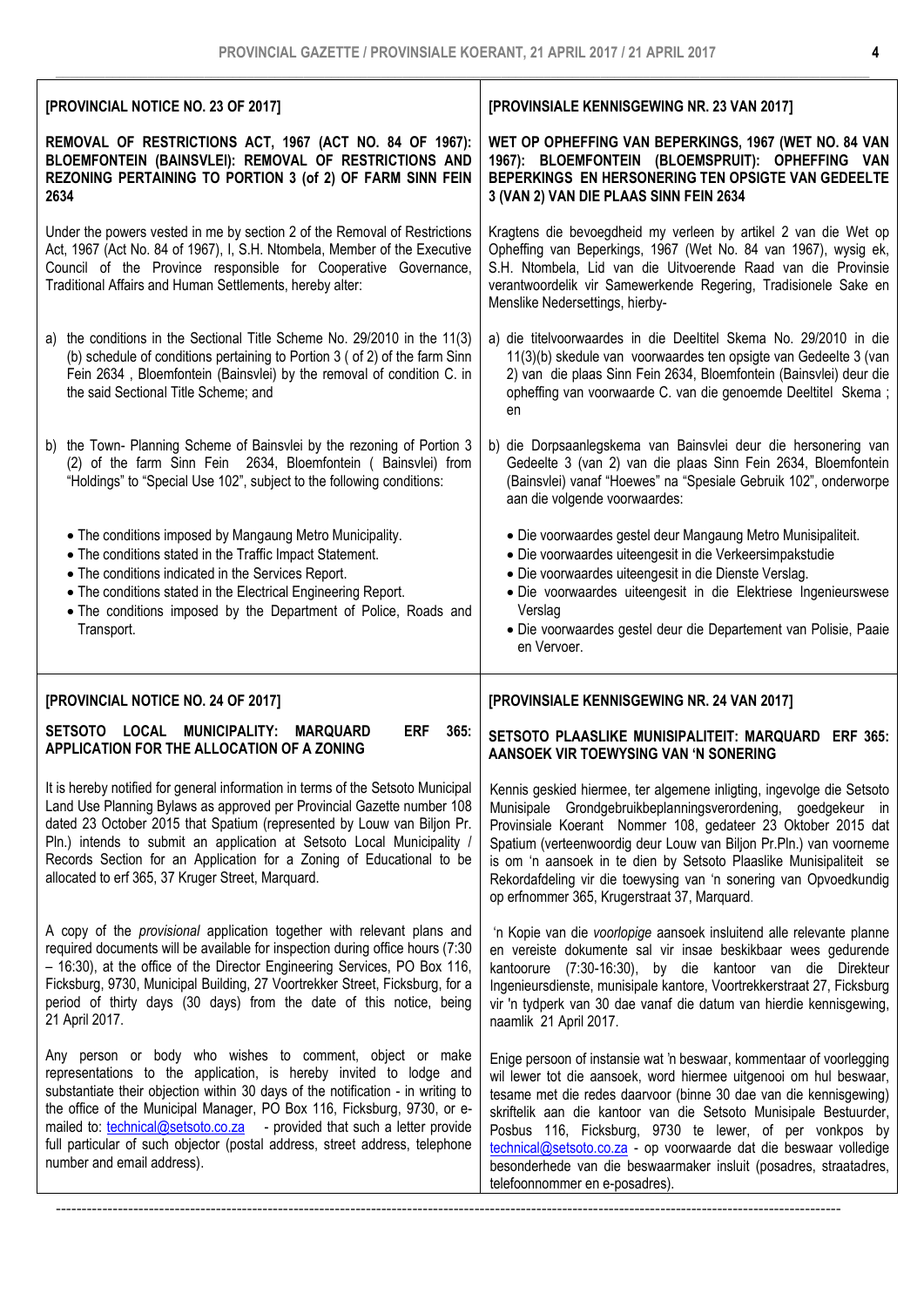**[PROVINCIAL NOTICE NO. 23 OF 2017]**

**REMOVAL OF RESTRICTIONS ACT, 1967 (ACT NO. 84 OF 1967): BLOEMFONTEIN (BAINSVLEI): REMOVAL OF RESTRICTIONS AND REZONING PERTAINING TO PORTION 3 (of 2) OF FARM SINN FEIN 2634**

Under the powers vested in me by section 2 of the Removal of Restrictions Act, 1967 (Act No. 84 of 1967), I, S.H. Ntombela, Member of the Executive Council of the Province responsible for Cooperative Governance, Traditional Affairs and Human Settlements, hereby alter:

a) the conditions in the Sectional Title Scheme No. 29/2010 in the 11(3)(b) schedule of conditions pertaining to Portion 3 ( of 2) of the farm Sinn Fein 2634 , Bloemfontein (Bainsvlei) by the removal of condition C. in the said Sectional Title Scheme; and

b) the Town- Planning Scheme of Bainsvlei by the rezoning of Portion 3 (2) of the farm Sinn Fein 2634, Bloemfontein ( Bainsvlei) from "Holdings" to "Special Use 102", subject to the following conditions:

- The conditions imposed by Mangaung Metro Municipality.
- The conditions stated in the Traffic Impact Statement.
- The conditions indicated in the Services Report.
- The conditions stated in the Electrical Engineering Report.
- The conditions imposed by the Department of Police, Roads and Transport.

**[PROVINSIALE KENNISGEWING NR. 23 VAN 2017]**

**WET OP OPHEFFING VAN BEPERKINGS, 1967 (WET NO. 84 VAN 1967): BLOEMFONTEIN (BLOEMSPRUIT): OPHEFFING VAN BEPERKINGS EN HERSONERING TEN OPSIGTE VAN GEDEELTE 3 (VAN 2) VAN DIE PLAAS SINN FEIN 2634**

Kragtens die bevoegdheid my verleen by artikel 2 van die Wet op Opheffing van Beperkings, 1967 (Wet No. 84 van 1967), wysig ek, S.H. Ntombela, Lid van die Uitvoerende Raad van die Provinsie verantwoordelik vir Samewerkende Regering, Tradisionele Sake en Menslike Nedersettings, hierby-

a) die titelvoorwaardes in die Deeltitel Skema No. 29/2010 in die 11(3)(b) skedule van voorwaardes ten opsigte van Gedeelte 3 (van 2) van die plaas Sinn Fein 2634, Bloemfontein (Bainsvlei) deur die opheffing van voorwaarde C. van die genoemde Deeltitel Skema ; en

b) die Dorpsaanlegskema van Bainsvlei deur die hersonering van Gedeelte 3 (van 2) van die plaas Sinn Fein 2634, Bloemfontein (Bainsvlei) vanaf "Hoewes" na "Spesiale Gebruik 102", onderworpe aan die volgende voorwaardes:

- Die voorwaardes gestel deur Mangaung Metro Munisipaliteit.
- Die voorwaardes uiteengesit in die Verkeersimpakstudie
- Die voorwaardes uiteengesit in die Dienste Verslag.
- Die voorwaardes uiteengesit in die Elektriese Ingenieurswese Verslag
- Die voorwaardes gestel deur die Departement van Polisie, Paaie en Vervoer.

**[PROVINCIAL NOTICE NO. 24 OF 2017]**

**SETSOTO LOCAL MUNICIPALITY: MARQUARD ERF 365: APPLICATION FOR THE ALLOCATION OF A ZONING**

It is hereby notified for general information in terms of the Setsoto Municipal Land Use Planning Bylaws as approved per Provincial Gazette number 108 dated 23 October 2015 that Spatium (represented by Louw van Biljon Pr. Pln.) intends to submit an application at Setsoto Local Municipality / Records Section for an Application for a Zoning of Educational to be allocated to erf 365, 37 Kruger Street, Marquard.

A copy of the *provisional* application together with relevant plans and required documents will be available for inspection during office hours (7:30 – 16:30), at the office of the Director Engineering Services, PO Box 116, Ficksburg, 9730, Municipal Building, 27 Voortrekker Street, Ficksburg, for a period of thirty days (30 days) from the date of this notice, being 21 April 2017.

Any person or body who wishes to comment, object or make representations to the application, is hereby invited to lodge and substantiate their objection within 30 days of the notification - in writing to the office of the Municipal Manager, PO Box 116, Ficksburg, 9730, or e-mailed to: technical@setsoto.co.za - provided that such a letter provide full particular of such objector (postal address, street address, telephone number and email address).

**[PROVINSIALE KENNISGEWING NR. 24 VAN 2017]**

**SETSOTO PLAASLIKE MUNISIPALITEIT: MARQUARD ERF 365: AANSOEK VIR TOEWYSING VAN 'N SONERING**

Kennis geskied hiermee, ter algemene inligting, ingevolge die Setsoto Munisipale Grondgebruikbeplanningsverordening, goedgekeur in Provinsiale Koerant Nommer 108, gedateer 23 Oktober 2015 dat Spatium (verteenwoordig deur Louw van Biljon Pr.Pln.) van voorneme is om 'n aansoek in te dien by Setsoto Plaaslike Munisipaliteit se Rekordafdeling vir die toewysing van 'n sonering van Opvoedkundig op erfnommer 365, Krugerstraat 37, Marquard.

'n Kopie van die *voorlopige* aansoek insluitend alle relevante planne en vereiste dokumente sal vir insae beskikbaar wees gedurende kantoorure (7:30-16:30), by die kantoor van die Direkteur Ingenieursdienste, munisipale kantore, Voortrekkerstraat 27, Ficksburg vir 'n tydperk van 30 dae vanaf die datum van hierdie kennisgewing, naamlik 21 April 2017.

Enige persoon of instansie wat 'n beswaar, kommentaar of voorlegging wil lewer tot die aansoek, word hiermee uitgenooi om hul beswaar, tesame met die redes daarvoor (binne 30 dae van die kennisgewing) skriftelik aan die kantoor van die Setsoto Munisipale Bestuurder, Posbus 116, Ficksburg, 9730 te lewer, of per vonkpos by technical@setsoto.co.za - op voorwaarde dat die beswaar volledige besonderhede van die beswaarmaker insluit (posadres, straatadres, telefoonnommer en e-posadres).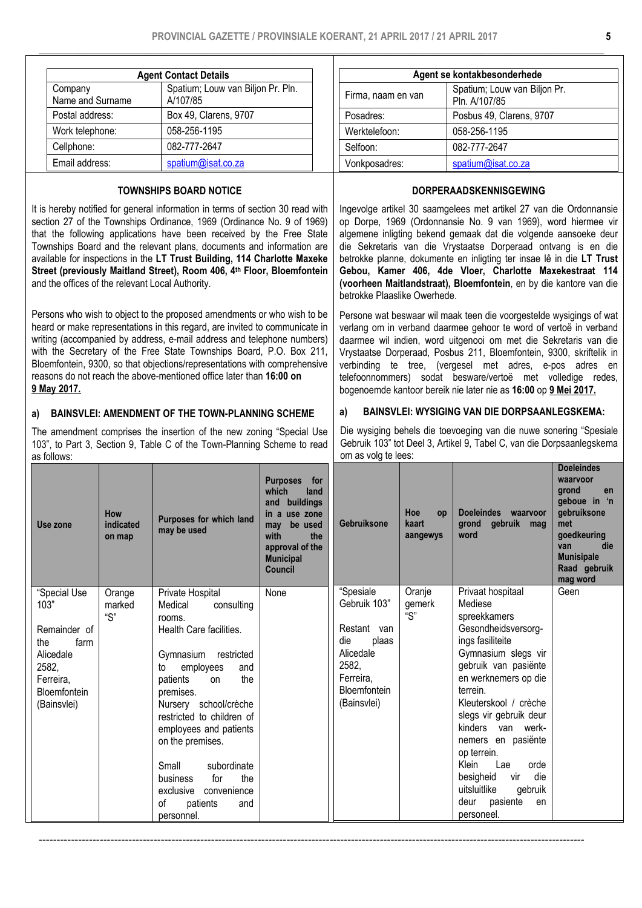| Agent Contact Details | |
|---|---|
| Company Name and Surname | Spatium; Louw van Biljon Pr. Pln. A/107/85 |
| Postal address: | Box 49, Clarens, 9707 |
| Work telephone: | 058-256-1195 |
| Cellphone: | 082-777-2647 |
| Email address: | spatium@isat.co.za |

## TOWNSHIPS BOARD NOTICE

It is hereby notified for general information in terms of section 30 read with section 27 of the Townships Ordinance, 1969 (Ordinance No. 9 of 1969) that the following applications have been received by the Free State Townships Board and the relevant plans, documents and information are available for inspections in the **LT Trust Building, 114 Charlotte Maxeke Street (previously Maitland Street), Room 406, 4th Floor, Bloemfontein** and the offices of the relevant Local Authority.

Persons who wish to object to the proposed amendments or who wish to be heard or make representations in this regard, are invited to communicate in writing (accompanied by address, e-mail address and telephone numbers) with the Secretary of the Free State Townships Board, P.O. Box 211, Bloemfontein, 9300, so that objections/representations with comprehensive reasons do not reach the above-mentioned office later than **16:00 on 9 May 2017.**

### a) BAINSVLEI: AMENDMENT OF THE TOWN-PLANNING SCHEME

The amendment comprises the insertion of the new zoning "Special Use 103", to Part 3, Section 9, Table C of the Town-Planning Scheme to read as follows:

| Use zone | How indicated on map | Purposes for which land may be used | Purposes for which land and buildings in a use zone may be used with the approval of the Municipal Council |
|---|---|---|---|
| "Special Use 103"<br><br>Remainder of the farm Alicedale 2582, Ferreira, Bloemfontein (Bainsvlei) | Orange marked "S" | Private Hospital<br>Medical consulting rooms.<br>Health Care facilities.<br><br>Gymnasium restricted to employees and patients on the premises.<br>Nursery school/crèche restricted to children of employees and patients on the premises.<br><br>Small subordinate business for the exclusive convenience of patients and personnel. | None |

| Agent se kontakbesonderhede | |
|---|---|
| Firma, naam en van | Spatium; Louw van Biljon Pr. Pln. A/107/85 |
| Posadres: | Posbus 49, Clarens, 9707 |
| Werktelefoon: | 058-256-1195 |
| Selfoon: | 082-777-2647 |
| Vonkposadres: | spatium@isat.co.za |

## DORPERAADSKENNISGEWING

Ingevolge artikel 30 saamgelees met artikel 27 van die Ordonnansie op Dorpe, 1969 (Ordonnansie No. 9 van 1969), word hiermee vir algemene inligting bekend gemaak dat die volgende aansoeke deur die Sekretaris van die Vrystaatse Dorperaad ontvang is en die betrokke planne, dokumente en inligting ter insae lê in die **LT Trust Gebou, Kamer 406, 4de Vloer, Charlotte Maxekestraat 114 (voorheen Maitlandstraat), Bloemfontein**, en by die kantore van die betrokke Plaaslike Owerhede.

Persone wat beswaar wil maak teen die voorgestelde wysigings of wat verlang om in verband daarmee gehoor te word of vertoë in verband daarmee wil indien, word uitgenooi om met die Sekretaris van die Vrystaatse Dorperaad, Posbus 211, Bloemfontein, 9300, skriftelik in verbinding te tree, (vergesel met adres, e-pos adres en telefoonnommers) sodat besware/vertoë met volledige redes, bogenoemde kantoor bereik nie later nie as **16:00** op **9 Mei 2017.**

### a) BAINSVLEI: WYSIGING VAN DIE DORPSAANLEGSKEMA:

Die wysiging behels die toevoeging van die nuwe sonering "Spesiale Gebruik 103" tot Deel 3, Artikel 9, Tabel C, van die Dorpsaanlegskema om as volg te lees:

| Gebruiksone | Hoe op kaart aangewys | Doeleindes waarvoor grond gebruik mag word | Doeleindes waarvoor grond en geboue in 'n gebruiksone met goedkeuring van die Munisipale Raad gebruik mag word |
|---|---|---|---|
| "Spesiale Gebruik 103"<br><br>Restant van die plaas Alicedale 2582, Ferreira, Bloemfontein (Bainsvlei) | Oranje gemerk "S" | Privaat hospitaal<br>Mediese spreekkamers<br>Gesondheidsversorgings fasiliteite<br>Gymnasium slegs vir gebruik van pasiënte en werknemers op die terrein.<br>Kleuterskool / crèche slegs vir gebruik deur kinders van werknemers en pasiënte op terrein.<br>Klein Lae orde besigheid vir die uitsluitlike gebruik deur pasiente en personeel. | Geen |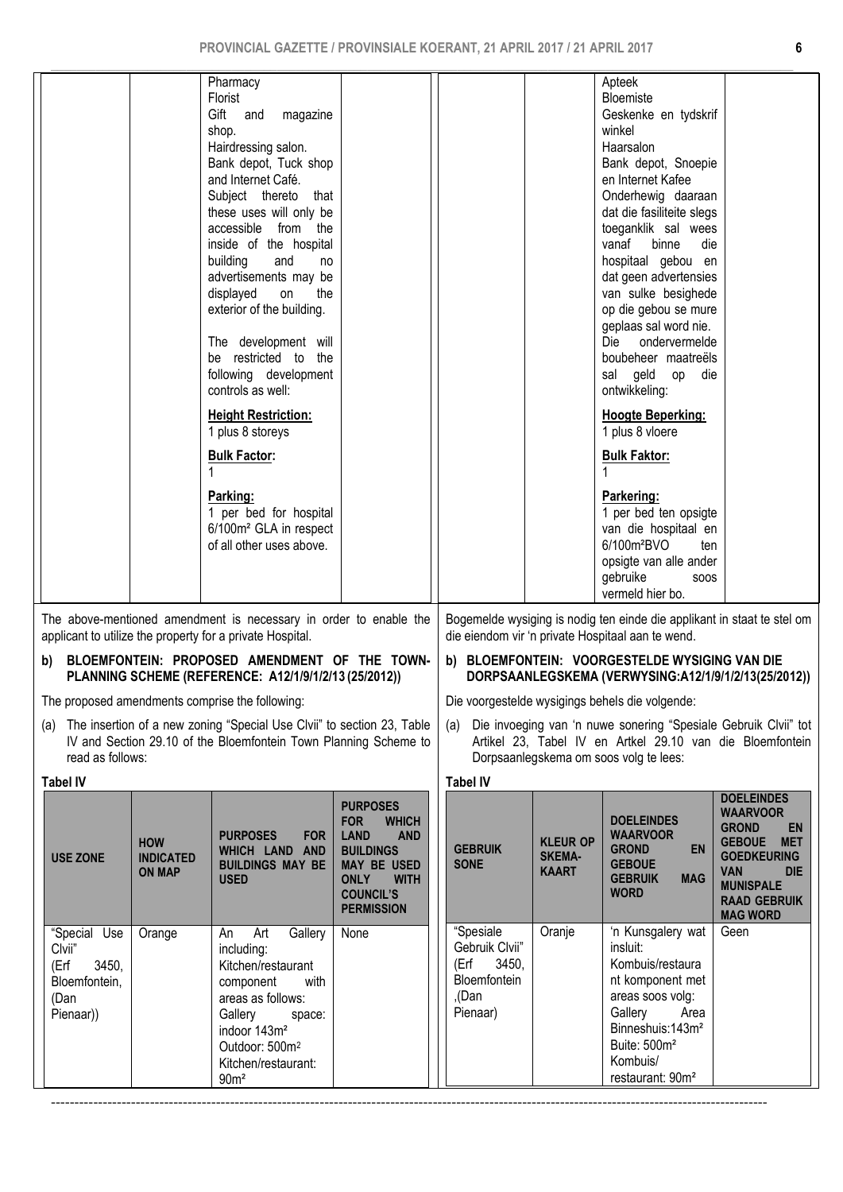| | | Pharmacy<br>Florist<br>Gift and magazine shop.<br>Hairdressing salon.<br>Bank depot, Tuck shop and Internet Café.<br>Subject thereto that these uses will only be accessible from the inside of the hospital building and no advertisements may be displayed on the exterior of the building.<br><br>The development will be restricted to the following development controls as well:<br><br>**Height Restriction:**<br>1 plus 8 storeys<br><br>**Bulk Factor:**<br>1<br><br>**Parking:**<br>1 per bed for hospital 6/100m² GLA in respect of all other uses above. | |
|---|---|---|---|

| | | Apteek<br>Bloemiste<br>Geskenke en tydskrif winkel<br>Haarsalon<br>Bank depot, Snoepie en Internet Kafee<br>Onderhewig daaraan dat die fasiliteite slegs toeganklik sal wees vanaf binne die hospitaal gebou en dat geen advertensies van sulke besighede op die gebou se mure geplaas sal word nie.<br>Die ondervermelde boubeheer maatreëls sal geld op die ontwikkeling:<br><br>**Hoogte Beperking:**<br>1 plus 8 vloere<br><br>**Bulk Faktor:**<br>1<br><br>**Parkering:**<br>1 per bed ten opsigte van die hospitaal en 6/100m²BVO ten opsigte van alle ander gebruike soos vermeld hier bo. | |
|---|---|---|---|

The above-mentioned amendment is necessary in order to enable the applicant to utilize the property for a private Hospital.

**b) BLOEMFONTEIN: PROPOSED AMENDMENT OF THE TOWN-PLANNING SCHEME (REFERENCE: A12/1/9/1/2/13 (25/2012))**

The proposed amendments comprise the following:

(a) The insertion of a new zoning "Special Use Clvii" to section 23, Table IV and Section 29.10 of the Bloemfontein Town Planning Scheme to read as follows:

**Tabel IV**

| USE ZONE | HOW INDICATED ON MAP | PURPOSES FOR WHICH LAND AND BUILDINGS MAY BE USED | PURPOSES FOR WHICH LAND AND BUILDINGS MAY BE USED ONLY WITH COUNCIL'S PERMISSION |
|---|---|---|---|
| "Special Use Clvii" (Erf 3450, Bloemfontein, (Dan Pienaar)) | Orange | An Art Gallery including:<br>Kitchen/restaurant component with areas as follows:<br>Gallery space: indoor 143m²<br>Outdoor: 500m²<br>Kitchen/restaurant: 90m² | None |

Bogemelde wysiging is nodig ten einde die applikant in staat te stel om die eiendom vir 'n private Hospitaal aan te wend.

**b) BLOEMFONTEIN: VOORGESTELDE WYSIGING VAN DIE DORPSAANLEGSKEMA (VERWYSING:A12/1/9/1/2/13(25/2012))**

Die voorgestelde wysigings behels die volgende:

(a) Die invoeging van 'n nuwe sonering "Spesiale Gebruik Clvii" tot Artikel 23, Tabel IV en Artkel 29.10 van die Bloemfontein Dorpsaanlegskema om soos volg te lees:

**Tabel IV**

| GEBRUIK SONE | KLEUR OP SKEMA-KAART | DOELEINDES WAARVOOR GROND EN GEBOUE GEBRUIK MAG WORD | DOELEINDES WAARVOOR GROND EN GEBOUE MET GOEDKEURING VAN DIE MUNISPALE RAAD GEBRUIK MAG WORD |
|---|---|---|---|
| "Spesiale Gebruik Clvii" (Erf 3450, Bloemfontein ,(Dan Pienaar) | Oranje | 'n Kunsgalery wat insluit:<br>Kombuis/restaurant komponent met areas soos volg:<br>Gallery Area Binneshuis:143m²<br>Buite: 500m²<br>Kombuis/ restaurant: 90m² | Geen |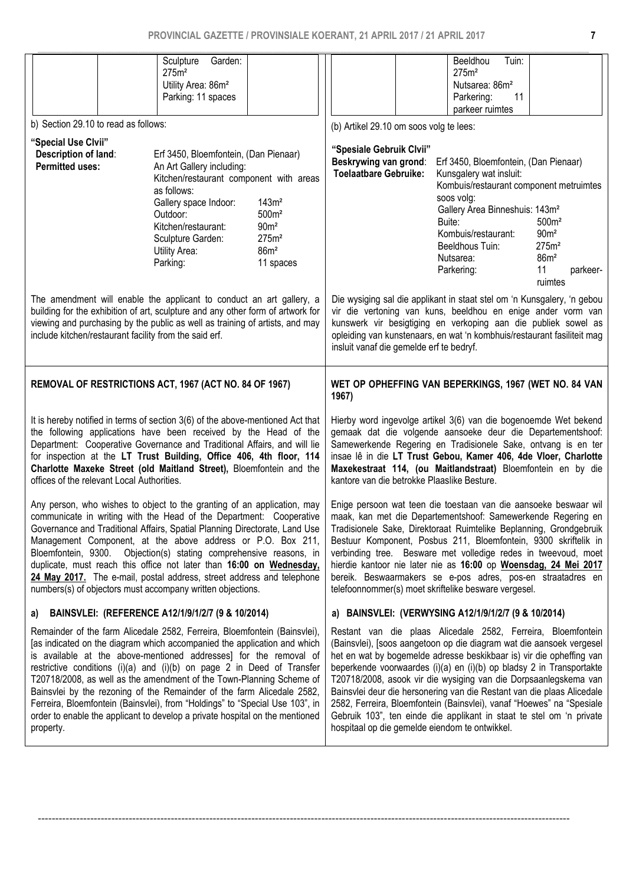| | | Sculpture Garden: 275m² | |
|---|---|---|---|
| | | Utility Area: 86m² | |
| | | Parking: 11 spaces | |

b) Section 29.10 to read as follows:

**"Special Use CIvii"**

| | |
|---|---|
| **Description of land**: | Erf 3450, Bloemfontein, (Dan Pienaar) |
| **Permitted uses:** | An Art Gallery including: Kitchen/restaurant component with areas as follows: |
| | Gallery space Indoor: 143m² |
| | Outdoor: 500m² |
| | Kitchen/restaurant: 90m² |
| | Sculpture Garden: 275m² |
| | Utility Area: 86m² |
| | Parking: 11 spaces |

The amendment will enable the applicant to conduct an art gallery, a building for the exhibition of art, sculpture and any other form of artwork for viewing and purchasing by the public as well as training of artists, and may include kitchen/restaurant facility from the said erf.

| | | Beeldhou Tuin: 275m² | |
|---|---|---|---|
| | | Nutsarea: 86m² | |
| | | Parkering: 11 parkeer ruimtes | |

(b) Artikel 29.10 om soos volg te lees:

**"Spesiale Gebruik CIvii"**

| | |
|---|---|
| **Beskrywing van grond**: | Erf 3450, Bloemfontein, (Dan Pienaar) |
| **Toelaatbare Gebruike:** | Kunsgalery wat insluit: Kombuis/restaurant component metruimtes soos volg: |
| | Gallery Area Binneshuis: 143m² |
| | Buite: 500m² |
| | Kombuis/restaurant: 90m² |
| | Beeldhous Tuin: 275m² |
| | Nutsarea: 86m² |
| | Parkering: 11 parkeer-ruimtes |

Die wysiging sal die applikant in staat stel om 'n Kunsgalery, 'n gebou vir die vertoning van kuns, beeldhou en enige ander vorm van kunswerk vir besigtiging en verkoping aan die publiek sowel as opleiding van kunstenaars, en wat 'n kombhuis/restaurant fasiliteit mag insluit vanaf die gemelde erf te bedryf.

## REMOVAL OF RESTRICTIONS ACT, 1967 (ACT NO. 84 OF 1967)

It is hereby notified in terms of section 3(6) of the above-mentioned Act that the following applications have been received by the Head of the Department: Cooperative Governance and Traditional Affairs, and will lie for inspection at the **LT Trust Building, Office 406, 4th floor, 114 Charlotte Maxeke Street (old Maitland Street),** Bloemfontein and the offices of the relevant Local Authorities.

Any person, who wishes to object to the granting of an application, may communicate in writing with the Head of the Department: Cooperative Governance and Traditional Affairs, Spatial Planning Directorate, Land Use Management Component, at the above address or P.O. Box 211, Bloemfontein, 9300. Objection(s) stating comprehensive reasons, in duplicate, must reach this office not later than **16:00 on Wednesday, 24 May 2017.** The e-mail, postal address, street address and telephone numbers(s) of objectors must accompany written objections.

### a) BAINSVLEI: (REFERENCE A12/1/9/1/2/7 (9 & 10/2014)

Remainder of the farm Alicedale 2582, Ferreira, Bloemfontein (Bainsvlei), [as indicated on the diagram which accompanied the application and which is available at the above-mentioned addresses] for the removal of restrictive conditions (i)(a) and (i)(b) on page 2 in Deed of Transfer T20718/2008, as well as the amendment of the Town-Planning Scheme of Bainsvlei by the rezoning of the Remainder of the farm Alicedale 2582, Ferreira, Bloemfontein (Bainsvlei), from "Holdings" to "Special Use 103", in order to enable the applicant to develop a private hospital on the mentioned property.

## WET OP OPHEFFING VAN BEPERKINGS, 1967 (WET NO. 84 VAN 1967)

Hierby word ingevolge artikel 3(6) van die bogenoemde Wet bekend gemaak dat die volgende aansoeke deur die Departementshoof: Samewerkende Regering en Tradisionele Sake, ontvang is en ter insae lê in die **LT Trust Gebou, Kamer 406, 4de Vloer, Charlotte Maxekestraat 114, (ou Maitlandstraat)** Bloemfontein en by die kantore van die betrokke Plaaslike Besture.

Enige persoon wat teen die toestaan van die aansoeke beswaar wil maak, kan met die Departementshoof: Samewerkende Regering en Tradisionele Sake, Direktoraat Ruimtelike Beplanning, Grondgebruik Bestuur Komponent, Posbus 211, Bloemfontein, 9300 skriftelik in verbinding tree. Besware met volledige redes in tweevoud, moet hierdie kantoor nie later nie as **16:00** op **Woensdag, 24 Mei 2017** bereik. Beswaarmakers se e-pos adres, pos-en straatadres en telefoonnommer(s) moet skriftelike besware vergesel.

### a) BAINSVLEI: (VERWYSING A12/1/9/1/2/7 (9 & 10/2014)

Restant van die plaas Alicedale 2582, Ferreira, Bloemfontein (Bainsvlei), [soos aangetoon op die diagram wat die aansoek vergesel het en wat by bogemelde adresse beskikbaar is) vir die opheffing van beperkende voorwaardes (i)(a) en (i)(b) op bladsy 2 in Transportakte T20718/2008, asook vir die wysiging van die Dorpsaanlegskema van Bainsvlei deur die hersonering van die Restant van die plaas Alicedale 2582, Ferreira, Bloemfontein (Bainsvlei), vanaf "Hoewes" na "Spesiale Gebruik 103", ten einde die applikant in staat te stel om 'n private hospitaal op die gemelde eiendom te ontwikkel.

---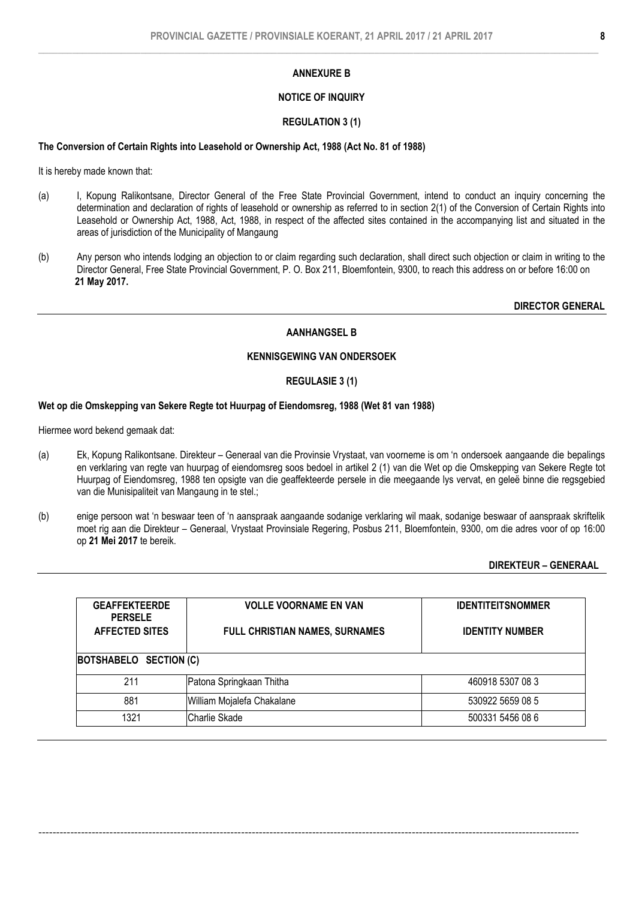## ANNEXURE B

## NOTICE OF INQUIRY

## REGULATION 3 (1)

**The Conversion of Certain Rights into Leasehold or Ownership Act, 1988 (Act No. 81 of 1988)**

It is hereby made known that:

(a) I, Kopung Ralikontsane, Director General of the Free State Provincial Government, intend to conduct an inquiry concerning the determination and declaration of rights of leasehold or ownership as referred to in section 2(1) of the Conversion of Certain Rights into Leasehold or Ownership Act, 1988, Act, 1988, in respect of the affected sites contained in the accompanying list and situated in the areas of jurisdiction of the Municipality of Mangaung

(b) Any person who intends lodging an objection to or claim regarding such declaration, shall direct such objection or claim in writing to the Director General, Free State Provincial Government, P. O. Box 211, Bloemfontein, 9300, to reach this address on or before 16:00 on **21 May 2017.**

**DIRECTOR GENERAL**

---

## AANHANGSEL B

## KENNISGEWING VAN ONDERSOEK

## REGULASIE 3 (1)

**Wet op die Omskepping van Sekere Regte tot Huurpag of Eiendomsreg, 1988 (Wet 81 van 1988)**

Hiermee word bekend gemaak dat:

(a) Ek, Kopung Ralikontsane. Direkteur – Generaal van die Provinsie Vrystaat, van voorneme is om 'n ondersoek aangaande die bepalings en verklaring van regte van huurpag of eiendomsreg soos bedoel in artikel 2 (1) van die Wet op die Omskepping van Sekere Regte tot Huurpag of Eiendomsreg, 1988 ten opsigte van die geaffekteerde persele in die meegaande lys vervat, en geleë binne die regsgebied van die Munisipaliteit van Mangaung in te stel.;

(b) enige persoon wat 'n beswaar teen of 'n aanspraak aangaande sodanige verklaring wil maak, sodanige beswaar of aanspraak skriftelik moet rig aan die Direkteur – Generaal, Vrystaat Provinsiale Regering, Posbus 211, Bloemfontein, 9300, om die adres voor of op 16:00 op **21 Mei 2017** te bereik.

**DIREKTEUR – GENERAAL**

---

| GEAFFEKTEERDE PERSELE<br>AFFECTED SITES | VOLLE VOORNAME EN VAN<br>FULL CHRISTIAN NAMES, SURNAMES | IDENTITEITSNOMMER<br>IDENTITY NUMBER |
|---|---|---|
| **BOTSHABELO SECTION (C)** | | |
| 211 | Patona Springkaan Thitha | 460918 5307 08 3 |
| 881 | William Mojalefa Chakalane | 530922 5659 08 5 |
| 1321 | Charlie Skade | 500331 5456 08 6 |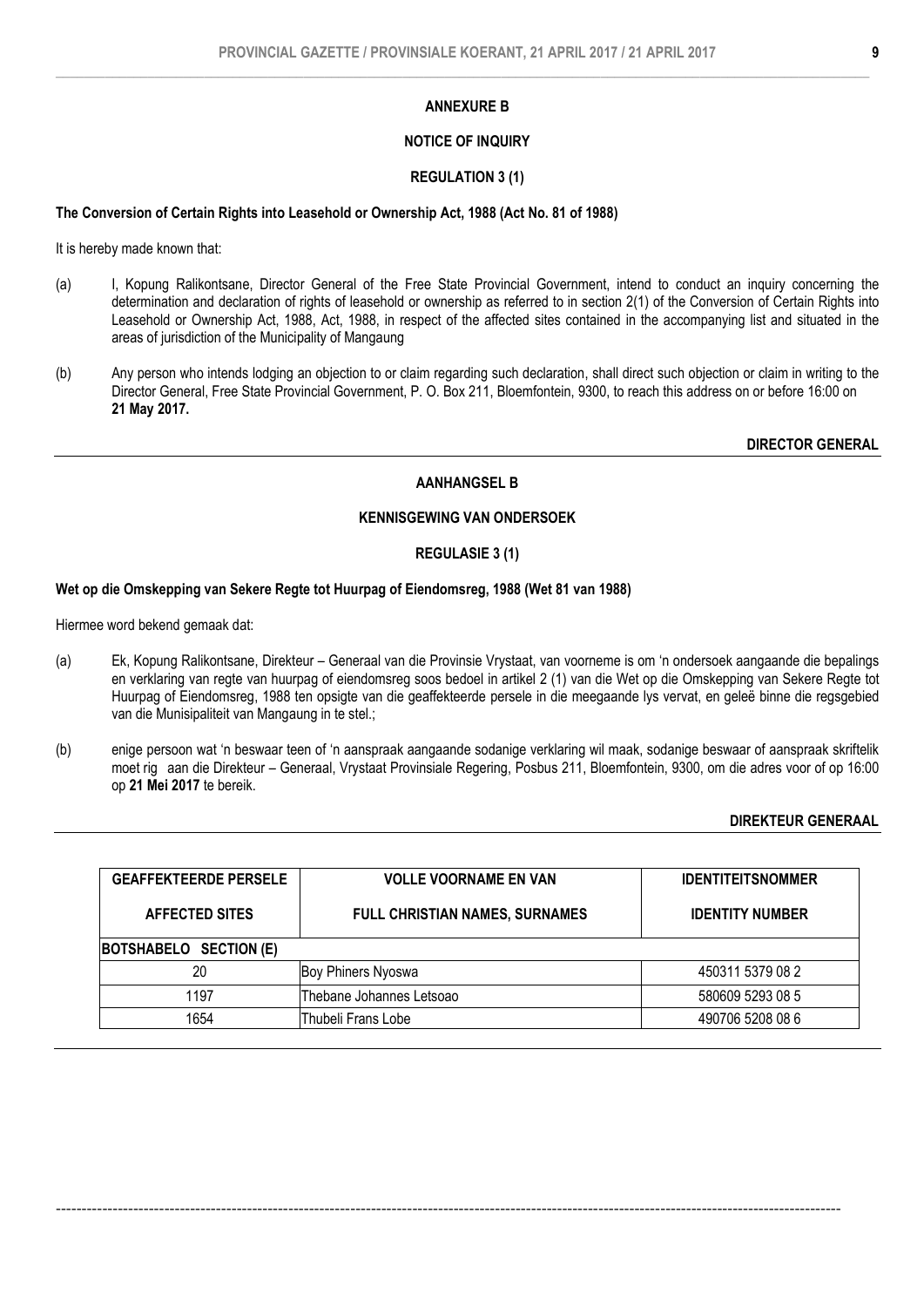**ANNEXURE B**

**NOTICE OF INQUIRY**

**REGULATION 3 (1)**

**The Conversion of Certain Rights into Leasehold or Ownership Act, 1988 (Act No. 81 of 1988)**

It is hereby made known that:

(a) I, Kopung Ralikontsane, Director General of the Free State Provincial Government, intend to conduct an inquiry concerning the determination and declaration of rights of leasehold or ownership as referred to in section 2(1) of the Conversion of Certain Rights into Leasehold or Ownership Act, 1988, Act, 1988, in respect of the affected sites contained in the accompanying list and situated in the areas of jurisdiction of the Municipality of Mangaung

(b) Any person who intends lodging an objection to or claim regarding such declaration, shall direct such objection or claim in writing to the Director General, Free State Provincial Government, P. O. Box 211, Bloemfontein, 9300, to reach this address on or before 16:00 on **21 May 2017.**

**DIRECTOR GENERAL**

---

**AANHANGSEL B**

**KENNISGEWING VAN ONDERSOEK**

**REGULASIE 3 (1)**

**Wet op die Omskepping van Sekere Regte tot Huurpag of Eiendomsreg, 1988 (Wet 81 van 1988)**

Hiermee word bekend gemaak dat:

(a) Ek, Kopung Ralikontsane, Direkteur – Generaal van die Provinsie Vrystaat, van voorneme is om 'n ondersoek aangaande die bepalings en verklaring van regte van huurpag of eiendomsreg soos bedoel in artikel 2 (1) van die Wet op die Omskepping van Sekere Regte tot Huurpag of Eiendomsreg, 1988 ten opsigte van die geaffekteerde persele in die meegaande lys vervat, en geleë binne die regsgebied van die Munisipaliteit van Mangaung in te stel.;

(b) enige persoon wat 'n beswaar teen of 'n aanspraak aangaande sodanige verklaring wil maak, sodanige beswaar of aanspraak skriftelik moet rig aan die Direkteur – Generaal, Vrystaat Provinsiale Regering, Posbus 211, Bloemfontein, 9300, om die adres voor of op 16:00 op **21 Mei 2017** te bereik.

**DIREKTEUR GENERAAL**

---

| GEAFFEKTEERDE PERSELE<br>AFFECTED SITES | VOLLE VOORNAME EN VAN<br>FULL CHRISTIAN NAMES, SURNAMES | IDENTITEITSNOMMER<br>IDENTITY NUMBER |
|---|---|---|
| **BOTSHABELO SECTION (E)** | | |
| 20 | Boy Phiners Nyoswa | 450311 5379 08 2 |
| 1197 | Thebane Johannes Letsoao | 580609 5293 08 5 |
| 1654 | Thubeli Frans Lobe | 490706 5208 08 6 |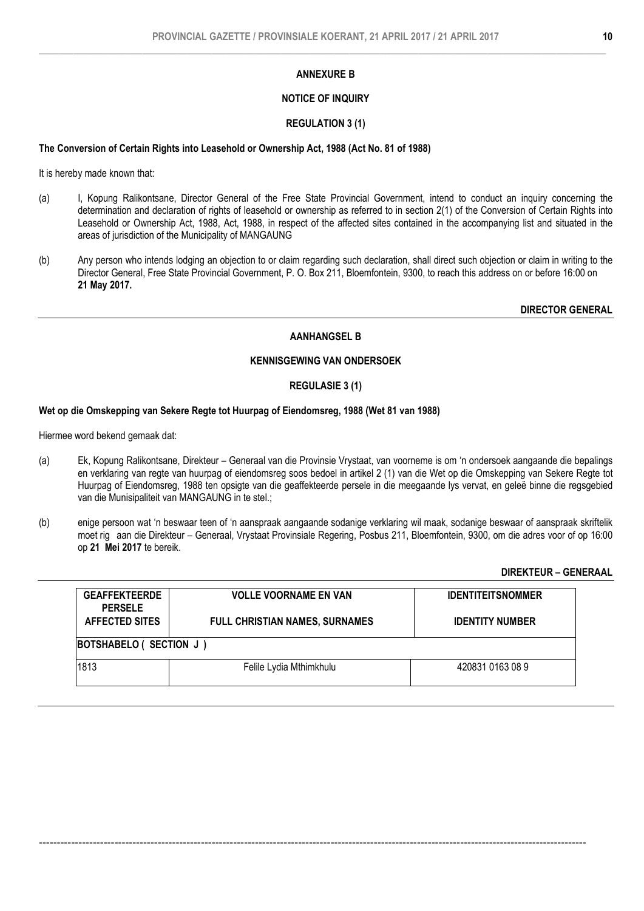## ANNEXURE B

### NOTICE OF INQUIRY

### REGULATION 3 (1)

**The Conversion of Certain Rights into Leasehold or Ownership Act, 1988 (Act No. 81 of 1988)**

It is hereby made known that:

(a) I, Kopung Ralikontsane, Director General of the Free State Provincial Government, intend to conduct an inquiry concerning the determination and declaration of rights of leasehold or ownership as referred to in section 2(1) of the Conversion of Certain Rights into Leasehold or Ownership Act, 1988, Act, 1988, in respect of the affected sites contained in the accompanying list and situated in the areas of jurisdiction of the Municipality of MANGAUNG

(b) Any person who intends lodging an objection to or claim regarding such declaration, shall direct such objection or claim in writing to the Director General, Free State Provincial Government, P. O. Box 211, Bloemfontein, 9300, to reach this address on or before 16:00 on **21 May 2017.**

**DIRECTOR GENERAL**

---

## AANHANGSEL B

### KENNISGEWING VAN ONDERSOEK

### REGULASIE 3 (1)

**Wet op die Omskepping van Sekere Regte tot Huurpag of Eiendomsreg, 1988 (Wet 81 van 1988)**

Hiermee word bekend gemaak dat:

(a) Ek, Kopung Ralikontsane, Direkteur – Generaal van die Provinsie Vrystaat, van voorneme is om 'n ondersoek aangaande die bepalings en verklaring van regte van huurpag of eiendomsreg soos bedoel in artikel 2 (1) van die Wet op die Omskepping van Sekere Regte tot Huurpag of Eiendomsreg, 1988 ten opsigte van die geaffekteerde persele in die meegaande lys vervat, en geleë binne die regsgebied van die Munisipaliteit van MANGAUNG in te stel.;

(b) enige persoon wat 'n beswaar teen of 'n aanspraak aangaande sodanige verklaring wil maak, sodanige beswaar of aanspraak skriftelik moet rig aan die Direkteur – Generaal, Vrystaat Provinsiale Regering, Posbus 211, Bloemfontein, 9300, om die adres voor of op 16:00 op **21 Mei 2017** te bereik.

**DIREKTEUR – GENERAAL**

| GEAFFEKTEERDE PERSELE AFFECTED SITES | VOLLE VOORNAME EN VAN FULL CHRISTIAN NAMES, SURNAMES | IDENTITEITSNOMMER IDENTITY NUMBER |
|---|---|---|
| **BOTSHABELO ( SECTION J )** | | |
| 1813 | Felile Lydia Mthimkhulu | 420831 0163 08 9 |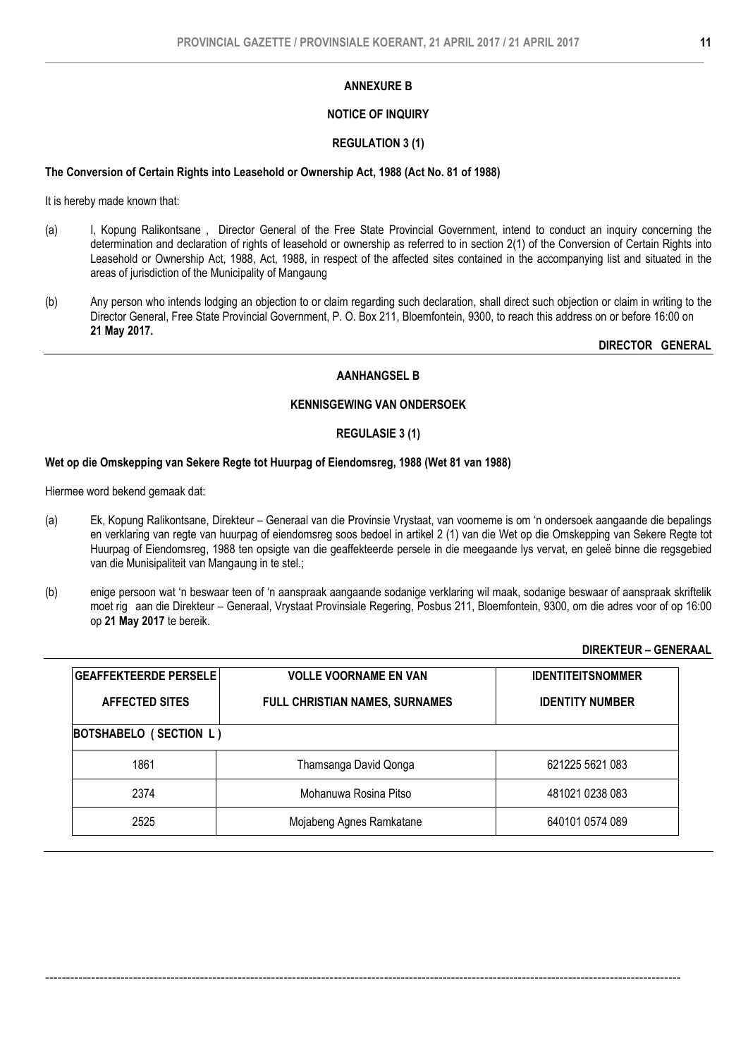## ANNEXURE B

### NOTICE OF INQUIRY

### REGULATION 3 (1)

**The Conversion of Certain Rights into Leasehold or Ownership Act, 1988 (Act No. 81 of 1988)**

It is hereby made known that:

(a) I, Kopung Ralikontsane , Director General of the Free State Provincial Government, intend to conduct an inquiry concerning the determination and declaration of rights of leasehold or ownership as referred to in section 2(1) of the Conversion of Certain Rights into Leasehold or Ownership Act, 1988, Act, 1988, in respect of the affected sites contained in the accompanying list and situated in the areas of jurisdiction of the Municipality of Mangaung

(b) Any person who intends lodging an objection to or claim regarding such declaration, shall direct such objection or claim in writing to the Director General, Free State Provincial Government, P. O. Box 211, Bloemfontein, 9300, to reach this address on or before 16:00 on **21 May 2017.**

**DIRECTOR GENERAL**

---

## AANHANGSEL B

### KENNISGEWING VAN ONDERSOEK

### REGULASIE 3 (1)

**Wet op die Omskepping van Sekere Regte tot Huurpag of Eiendomsreg, 1988 (Wet 81 van 1988)**

Hiermee word bekend gemaak dat:

(a) Ek, Kopung Ralikontsane, Direkteur – Generaal van die Provinsie Vrystaat, van voorneme is om 'n ondersoek aangaande die bepalings en verklaring van regte van huurpag of eiendomsreg soos bedoel in artikel 2 (1) van die Wet op die Omskepping van Sekere Regte tot Huurpag of Eiendomsreg, 1988 ten opsigte van die geaffekteerde persele in die meegaande lys vervat, en geleë binne die regsgebied van die Munisipaliteit van Mangaung in te stel.;

(b) enige persoon wat 'n beswaar teen of 'n aanspraak aangaande sodanige verklaring wil maak, sodanige beswaar of aanspraak skriftelik moet rig aan die Direkteur – Generaal, Vrystaat Provinsiale Regering, Posbus 211, Bloemfontein, 9300, om die adres voor of op 16:00 op **21 May 2017** te bereik.

**DIREKTEUR – GENERAAL**

| GEAFFEKTEERDE PERSELE<br>AFFECTED SITES | VOLLE VOORNAME EN VAN<br>FULL CHRISTIAN NAMES, SURNAMES | IDENTITEITSNOMMER<br>IDENTITY NUMBER |
|---|---|---|
| **BOTSHABELO ( SECTION L )** | | |
| 1861 | Thamsanga David Qonga | 621225 5621 083 |
| 2374 | Mohanuwa Rosina Pitso | 481021 0238 083 |
| 2525 | Mojabeng Agnes Ramkatane | 640101 0574 089 |

---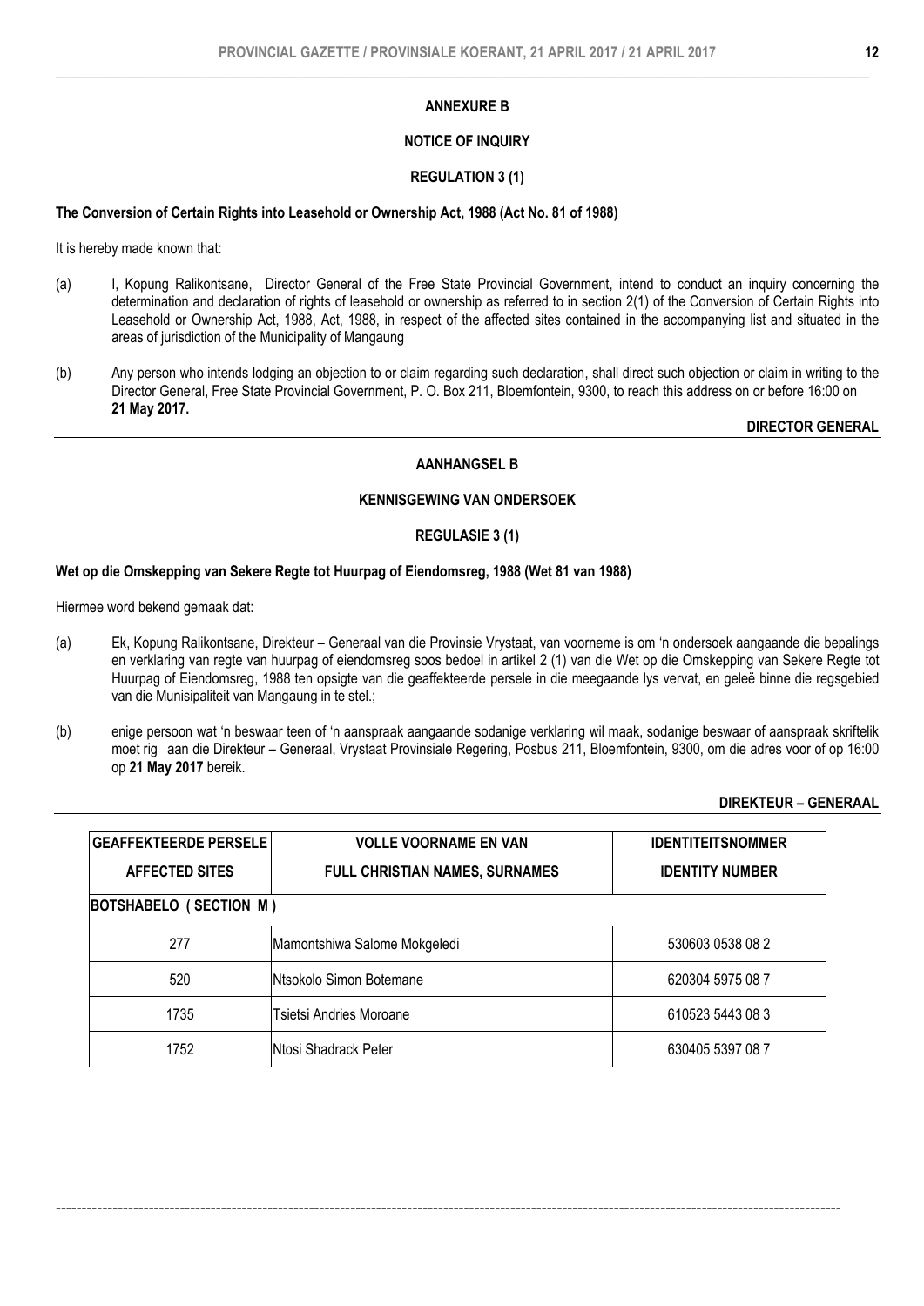**ANNEXURE B**

**NOTICE OF INQUIRY**

**REGULATION 3 (1)**

**The Conversion of Certain Rights into Leasehold or Ownership Act, 1988 (Act No. 81 of 1988)**

It is hereby made known that:

(a) I, Kopung Ralikontsane, Director General of the Free State Provincial Government, intend to conduct an inquiry concerning the determination and declaration of rights of leasehold or ownership as referred to in section 2(1) of the Conversion of Certain Rights into Leasehold or Ownership Act, 1988, Act, 1988, in respect of the affected sites contained in the accompanying list and situated in the areas of jurisdiction of the Municipality of Mangaung

(b) Any person who intends lodging an objection to or claim regarding such declaration, shall direct such objection or claim in writing to the Director General, Free State Provincial Government, P. O. Box 211, Bloemfontein, 9300, to reach this address on or before 16:00 on **21 May 2017.**

**DIRECTOR GENERAL**

---

**AANHANGSEL B**

**KENNISGEWING VAN ONDERSOEK**

**REGULASIE 3 (1)**

**Wet op die Omskepping van Sekere Regte tot Huurpag of Eiendomsreg, 1988 (Wet 81 van 1988)**

Hiermee word bekend gemaak dat:

(a) Ek, Kopung Ralikontsane, Direkteur – Generaal van die Provinsie Vrystaat, van voorneme is om 'n ondersoek aangaande die bepalings en verklaring van regte van huurpag of eiendomsreg soos bedoel in artikel 2 (1) van die Wet op die Omskepping van Sekere Regte tot Huurpag of Eiendomsreg, 1988 ten opsigte van die geaffekteerde persele in die meegaande lys vervat, en geleë binne die regsgebied van die Munisipaliteit van Mangaung in te stel.;

(b) enige persoon wat 'n beswaar teen of 'n aanspraak aangaande sodanige verklaring wil maak, sodanige beswaar of aanspraak skriftelik moet rig aan die Direkteur – Generaal, Vrystaat Provinsiale Regering, Posbus 211, Bloemfontein, 9300, om die adres voor of op 16:00 op **21 May 2017** bereik.

**DIREKTEUR – GENERAAL**

| GEAFFEKTEERDE PERSELE<br>AFFECTED SITES | VOLLE VOORNAME EN VAN<br>FULL CHRISTIAN NAMES, SURNAMES | IDENTITEITSNOMMER<br>IDENTITY NUMBER |
|---|---|---|
| **BOTSHABELO ( SECTION M )** | | |
| 277 | Mamontshiwa Salome Mokgeledi | 530603 0538 08 2 |
| 520 | Ntsokolo Simon Botemane | 620304 5975 08 7 |
| 1735 | Tsietsi Andries Moroane | 610523 5443 08 3 |
| 1752 | Ntosi Shadrack Peter | 630405 5397 08 7 |

---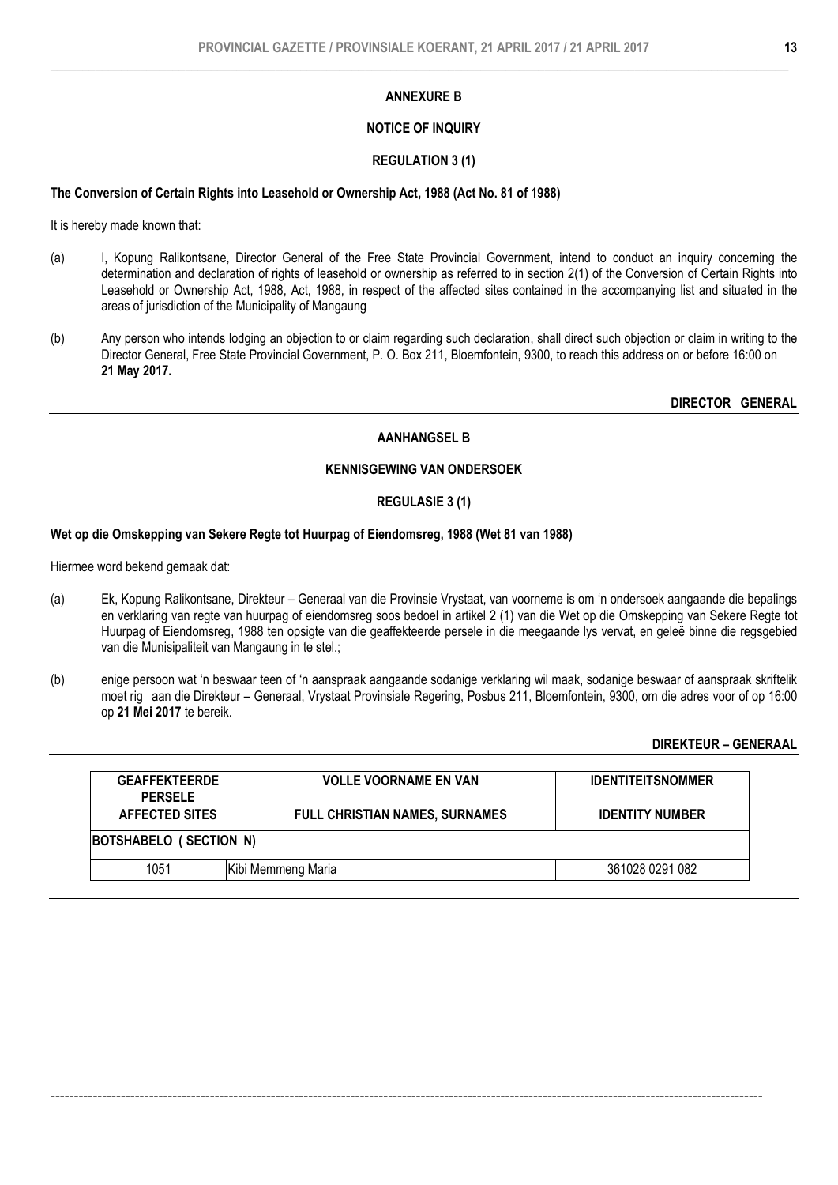**ANNEXURE B**

**NOTICE OF INQUIRY**

**REGULATION 3 (1)**

**The Conversion of Certain Rights into Leasehold or Ownership Act, 1988 (Act No. 81 of 1988)**

It is hereby made known that:

(a) I, Kopung Ralikontsane, Director General of the Free State Provincial Government, intend to conduct an inquiry concerning the determination and declaration of rights of leasehold or ownership as referred to in section 2(1) of the Conversion of Certain Rights into Leasehold or Ownership Act, 1988, Act, 1988, in respect of the affected sites contained in the accompanying list and situated in the areas of jurisdiction of the Municipality of Mangaung

(b) Any person who intends lodging an objection to or claim regarding such declaration, shall direct such objection or claim in writing to the Director General, Free State Provincial Government, P. O. Box 211, Bloemfontein, 9300, to reach this address on or before 16:00 on **21 May 2017.**

**DIRECTOR GENERAL**

---

**AANHANGSEL B**

**KENNISGEWING VAN ONDERSOEK**

**REGULASIE 3 (1)**

**Wet op die Omskepping van Sekere Regte tot Huurpag of Eiendomsreg, 1988 (Wet 81 van 1988)**

Hiermee word bekend gemaak dat:

(a) Ek, Kopung Ralikontsane, Direkteur – Generaal van die Provinsie Vrystaat, van voorneme is om 'n ondersoek aangaande die bepalings en verklaring van regte van huurpag of eiendomsreg soos bedoel in artikel 2 (1) van die Wet op die Omskepping van Sekere Regte tot Huurpag of Eiendomsreg, 1988 ten opsigte van die geaffekteerde persele in die meegaande lys vervat, en geleë binne die regsgebied van die Munisipaliteit van Mangaung in te stel.;

(b) enige persoon wat 'n beswaar teen of 'n aanspraak aangaande sodanige verklaring wil maak, sodanige beswaar of aanspraak skriftelik moet rig aan die Direkteur – Generaal, Vrystaat Provinsiale Regering, Posbus 211, Bloemfontein, 9300, om die adres voor of op 16:00 op **21 Mei 2017** te bereik.

**DIREKTEUR – GENERAAL**

| GEAFFEKTEERDE PERSELE<br>AFFECTED SITES | VOLLE VOORNAME EN VAN<br>FULL CHRISTIAN NAMES, SURNAMES | IDENTITEITSNOMMER<br>IDENTITY NUMBER |
|---|---|---|
| **BOTSHABELO ( SECTION N)** | | |
| 1051 | Kibi Memmeng Maria | 361028 0291 082 |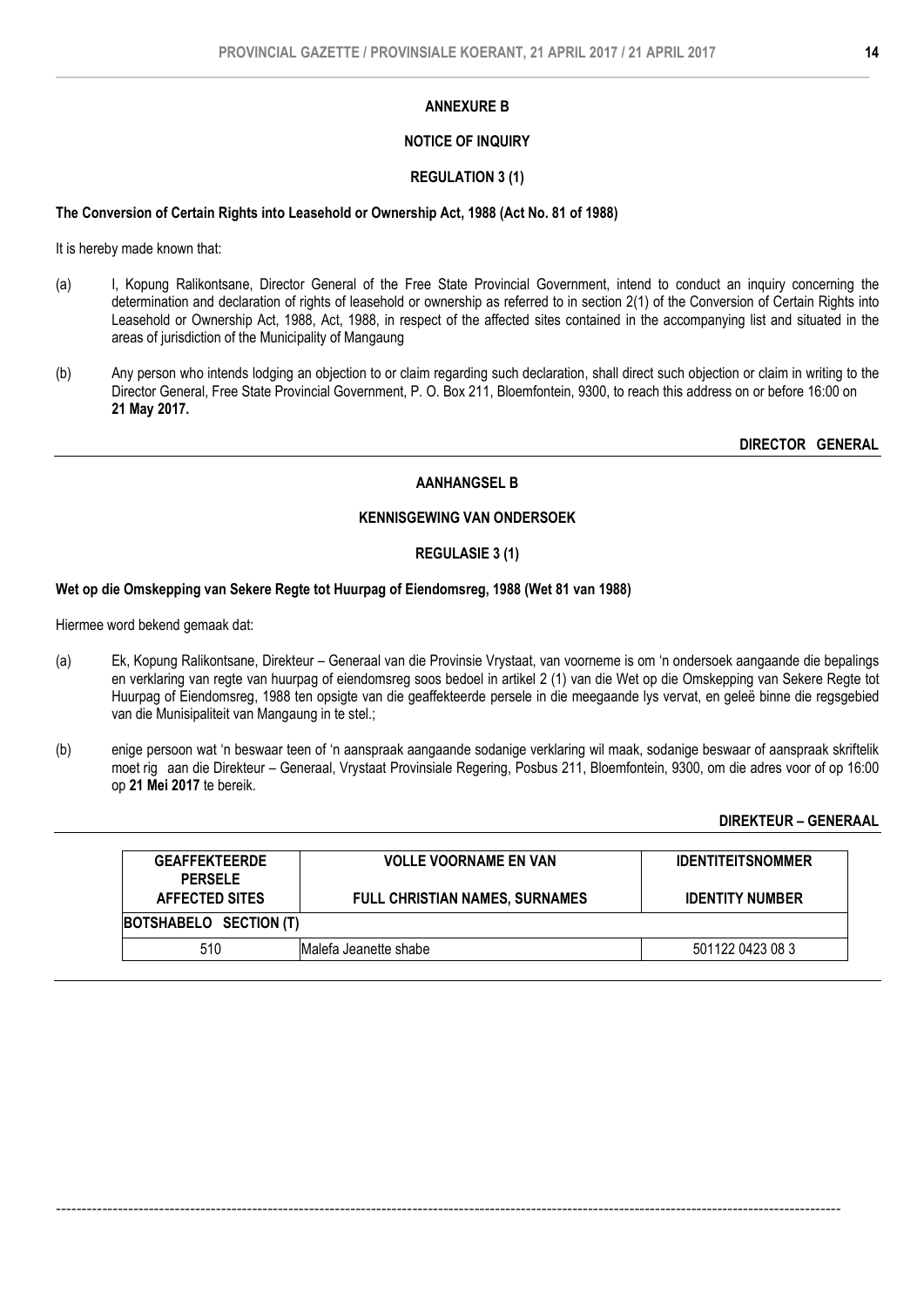**ANNEXURE B**

**NOTICE OF INQUIRY**

**REGULATION 3 (1)**

**The Conversion of Certain Rights into Leasehold or Ownership Act, 1988 (Act No. 81 of 1988)**

It is hereby made known that:

(a) I, Kopung Ralikontsane, Director General of the Free State Provincial Government, intend to conduct an inquiry concerning the determination and declaration of rights of leasehold or ownership as referred to in section 2(1) of the Conversion of Certain Rights into Leasehold or Ownership Act, 1988, Act, 1988, in respect of the affected sites contained in the accompanying list and situated in the areas of jurisdiction of the Municipality of Mangaung

(b) Any person who intends lodging an objection to or claim regarding such declaration, shall direct such objection or claim in writing to the Director General, Free State Provincial Government, P. O. Box 211, Bloemfontein, 9300, to reach this address on or before 16:00 on **21 May 2017.**

**DIRECTOR GENERAL**

---

**AANHANGSEL B**

**KENNISGEWING VAN ONDERSOEK**

**REGULASIE 3 (1)**

**Wet op die Omskepping van Sekere Regte tot Huurpag of Eiendomsreg, 1988 (Wet 81 van 1988)**

Hiermee word bekend gemaak dat:

(a) Ek, Kopung Ralikontsane, Direkteur – Generaal van die Provinsie Vrystaat, van voorneme is om 'n ondersoek aangaande die bepalings en verklaring van regte van huurpag of eiendomsreg soos bedoel in artikel 2 (1) van die Wet op die Omskepping van Sekere Regte tot Huurpag of Eiendomsreg, 1988 ten opsigte van die geaffekteerde persele in die meegaande lys vervat, en geleë binne die regsgebied van die Munisipaliteit van Mangaung in te stel.;

(b) enige persoon wat 'n beswaar teen of 'n aanspraak aangaande sodanige verklaring wil maak, sodanige beswaar of aanspraak skriftelik moet rig aan die Direkteur – Generaal, Vrystaat Provinsiale Regering, Posbus 211, Bloemfontein, 9300, om die adres voor of op 16:00 op **21 Mei 2017** te bereik.

**DIREKTEUR – GENERAAL**

| GEAFFEKTEERDE PERSELE<br>AFFECTED SITES | VOLLE VOORNAME EN VAN<br>FULL CHRISTIAN NAMES, SURNAMES | IDENTITEITSNOMMER<br>IDENTITY NUMBER |
|---|---|---|
| **BOTSHABELO SECTION (T)** | | |
| 510 | Malefa Jeanette shabe | 501122 0423 08 3 |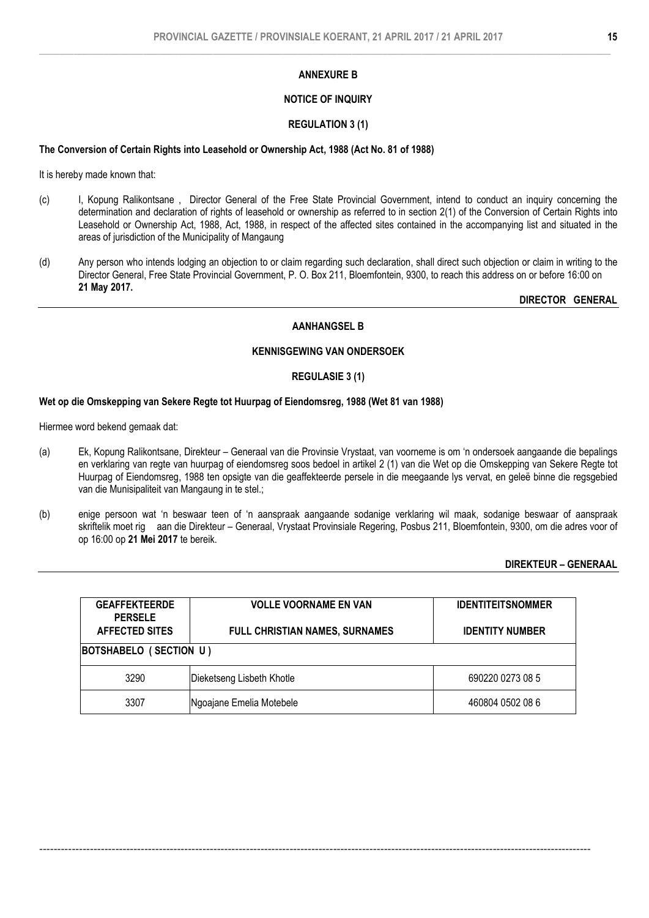**ANNEXURE B**

**NOTICE OF INQUIRY**

**REGULATION 3 (1)**

**The Conversion of Certain Rights into Leasehold or Ownership Act, 1988 (Act No. 81 of 1988)**

It is hereby made known that:

(c) I, Kopung Ralikontsane , Director General of the Free State Provincial Government, intend to conduct an inquiry concerning the determination and declaration of rights of leasehold or ownership as referred to in section 2(1) of the Conversion of Certain Rights into Leasehold or Ownership Act, 1988, Act, 1988, in respect of the affected sites contained in the accompanying list and situated in the areas of jurisdiction of the Municipality of Mangaung

(d) Any person who intends lodging an objection to or claim regarding such declaration, shall direct such objection or claim in writing to the Director General, Free State Provincial Government, P. O. Box 211, Bloemfontein, 9300, to reach this address on or before 16:00 on **21 May 2017.**

**DIRECTOR GENERAL**

**AANHANGSEL B**

**KENNISGEWING VAN ONDERSOEK**

**REGULASIE 3 (1)**

**Wet op die Omskepping van Sekere Regte tot Huurpag of Eiendomsreg, 1988 (Wet 81 van 1988)**

Hiermee word bekend gemaak dat:

(a) Ek, Kopung Ralikontsane, Direkteur – Generaal van die Provinsie Vrystaat, van voorneme is om 'n ondersoek aangaande die bepalings en verklaring van regte van huurpag of eiendomsreg soos bedoel in artikel 2 (1) van die Wet op die Omskepping van Sekere Regte tot Huurpag of Eiendomsreg, 1988 ten opsigte van die geaffekteerde persele in die meegaande lys vervat, en geleë binne die regsgebied van die Munisipaliteit van Mangaung in te stel.;

(b) enige persoon wat 'n beswaar teen of 'n aanspraak aangaande sodanige verklaring wil maak, sodanige beswaar of aanspraak skriftelik moet rig aan die Direkteur – Generaal, Vrystaat Provinsiale Regering, Posbus 211, Bloemfontein, 9300, om die adres voor of op 16:00 op **21 Mei 2017** te bereik.

**DIREKTEUR – GENERAAL**

| GEAFFEKTEERDE PERSELE<br>AFFECTED SITES | VOLLE VOORNAME EN VAN<br>FULL CHRISTIAN NAMES, SURNAMES | IDENTITEITSNOMMER<br>IDENTITY NUMBER |
|---|---|---|
| **BOTSHABELO ( SECTION U )** | | |
| 3290 | Dieketseng Lisbeth Khotle | 690220 0273 08 5 |
| 3307 | Ngoajane Emelia Motebele | 460804 0502 08 6 |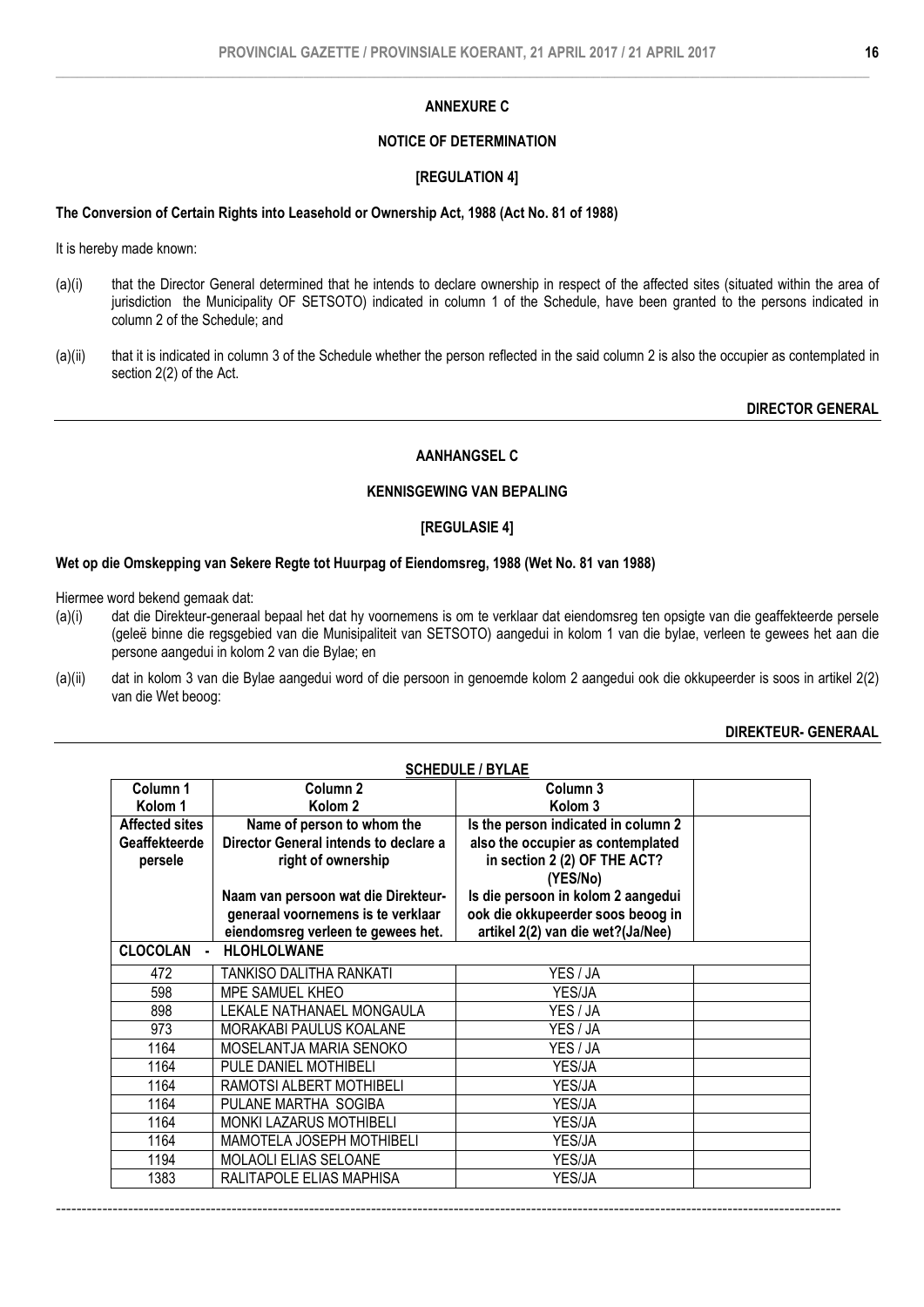**ANNEXURE C**

**NOTICE OF DETERMINATION**

**[REGULATION 4]**

**The Conversion of Certain Rights into Leasehold or Ownership Act, 1988 (Act No. 81 of 1988)**

It is hereby made known:

(a)(i) that the Director General determined that he intends to declare ownership in respect of the affected sites (situated within the area of jurisdiction the Municipality OF SETSOTO) indicated in column 1 of the Schedule, have been granted to the persons indicated in column 2 of the Schedule; and

(a)(ii) that it is indicated in column 3 of the Schedule whether the person reflected in the said column 2 is also the occupier as contemplated in section 2(2) of the Act.

**DIRECTOR GENERAL**

---

**AANHANGSEL C**

**KENNISGEWING VAN BEPALING**

**[REGULASIE 4]**

**Wet op die Omskepping van Sekere Regte tot Huurpag of Eiendomsreg, 1988 (Wet No. 81 van 1988)**

Hiermee word bekend gemaak dat:

(a)(i) dat die Direkteur-generaal bepaal het dat hy voornemens is om te verklaar dat eiendomsreg ten opsigte van die geaffekteerde persele (geleë binne die regsgebied van die Munisipaliteit van SETSOTO) aangedui in kolom 1 van die bylae, verleen te gewees het aan die persone aangedui in kolom 2 van die Bylae; en

(a)(ii) dat in kolom 3 van die Bylae aangedui word of die persoon in genoemde kolom 2 aangedui ook die okkupeerder is soos in artikel 2(2) van die Wet beoog:

**DIREKTEUR- GENERAAL**

---

**SCHEDULE / BYLAE**

| Column 1<br>Kolom 1 | Column 2<br>Kolom 2 | Column 3<br>Kolom 3 | |
|---|---|---|---|
| **Affected sites**<br>**Geaffekteerde persele** | **Name of person to whom the Director General intends to declare a right of ownership**<br>**Naam van persoon wat die Direkteur-generaal voornemens is te verklaar eiendomsreg verleen te gewees het.** | **Is the person indicated in column 2 also the occupier as contemplated in section 2 (2) OF THE ACT? (YES/No)**<br>**Is die persoon in kolom 2 aangedui ook die okkupeerder soos beoog in artikel 2(2) van die wet?(Ja/Nee)** | |
| **CLOCOLAN** | **- HLOHLOLWANE** | | |
| 472 | TANKISO DALITHA RANKATI | YES / JA | |
| 598 | MPE SAMUEL KHEO | YES/JA | |
| 898 | LEKALE NATHANAEL MONGAULA | YES / JA | |
| 973 | MORAKABI PAULUS KOALANE | YES / JA | |
| 1164 | MOSELANTJA MARIA SENOKO | YES / JA | |
| 1164 | PULE DANIEL MOTHIBELI | YES/JA | |
| 1164 | RAMOTSI ALBERT MOTHIBELI | YES/JA | |
| 1164 | PULANE MARTHA SOGIBA | YES/JA | |
| 1164 | MONKI LAZARUS MOTHIBELI | YES/JA | |
| 1164 | MAMOTELA JOSEPH MOTHIBELI | YES/JA | |
| 1194 | MOLAOLI ELIAS SELOANE | YES/JA | |
| 1383 | RALITAPOLE ELIAS MAPHISA | YES/JA | |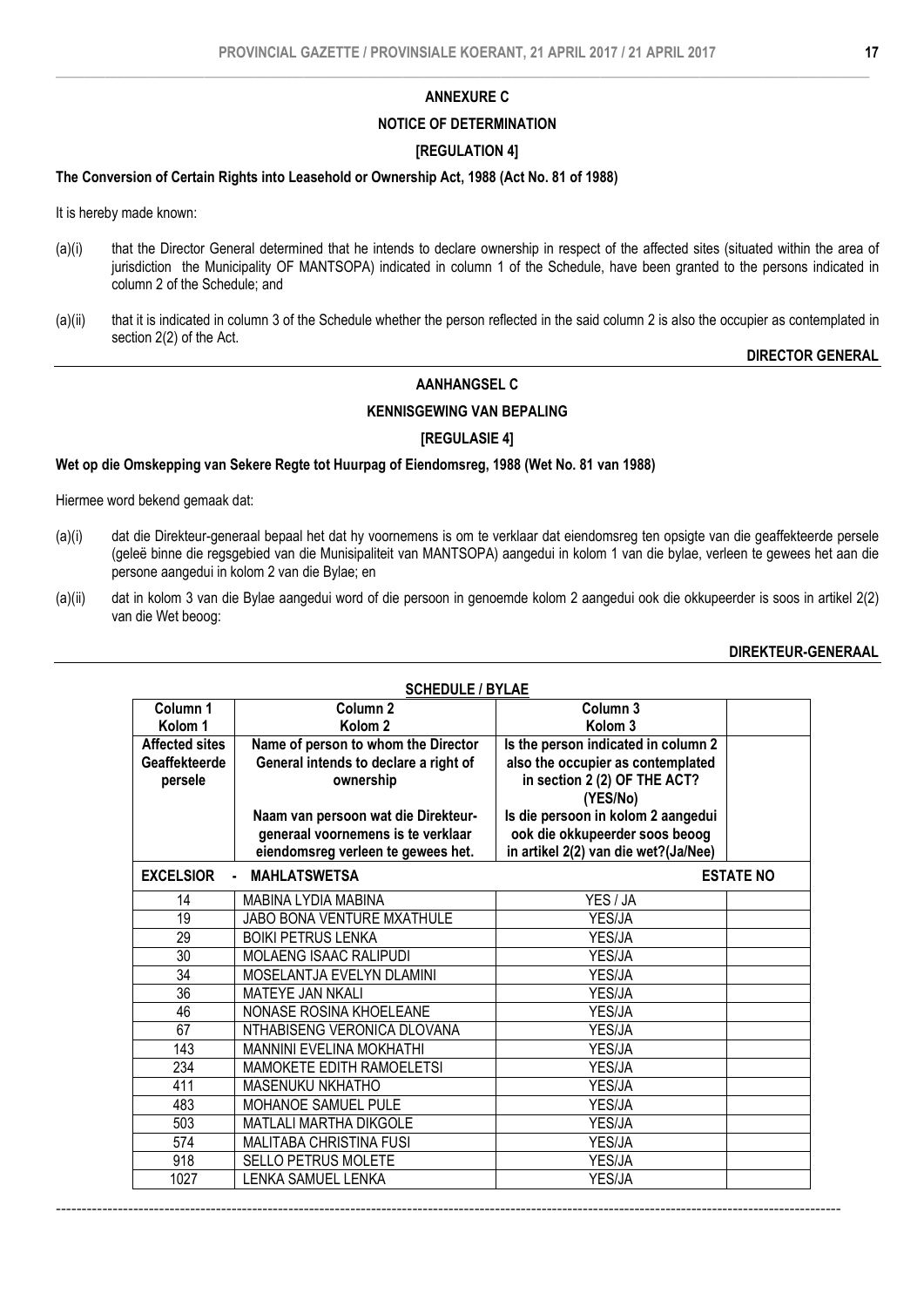**ANNEXURE C**

**NOTICE OF DETERMINATION**

**[REGULATION 4]**

**The Conversion of Certain Rights into Leasehold or Ownership Act, 1988 (Act No. 81 of 1988)**

It is hereby made known:

(a)(i) that the Director General determined that he intends to declare ownership in respect of the affected sites (situated within the area of jurisdiction the Municipality OF MANTSOPA) indicated in column 1 of the Schedule, have been granted to the persons indicated in column 2 of the Schedule; and

(a)(ii) that it is indicated in column 3 of the Schedule whether the person reflected in the said column 2 is also the occupier as contemplated in section 2(2) of the Act.

**DIRECTOR GENERAL**

**AANHANGSEL C**

**KENNISGEWING VAN BEPALING**

**[REGULASIE 4]**

**Wet op die Omskepping van Sekere Regte tot Huurpag of Eiendomsreg, 1988 (Wet No. 81 van 1988)**

Hiermee word bekend gemaak dat:

(a)(i) dat die Direkteur-generaal bepaal het dat hy voornemens is om te verklaar dat eiendomsreg ten opsigte van die geaffekteerde persele (geleë binne die regsgebied van die Munisipaliteit van MANTSOPA) aangedui in kolom 1 van die bylae, verleen te gewees het aan die persone aangedui in kolom 2 van die Bylae; en

(a)(ii) dat in kolom 3 van die Bylae aangedui word of die persoon in genoemde kolom 2 aangedui ook die okkupeerder is soos in artikel 2(2) van die Wet beoog:

**DIREKTEUR-GENERAAL**

**SCHEDULE / BYLAE**

| Column 1<br>Kolom 1<br>**Affected sites**<br>**Geaffekteerde persele** | Column 2<br>Kolom 2<br>**Name of person to whom the Director General intends to declare a right of ownership**<br>**Naam van persoon wat die Direkteur-generaal voornemens is te verklaar eiendomsreg verleen te gewees het.** | Column 3<br>Kolom 3<br>**Is the person indicated in column 2 also the occupier as contemplated in section 2 (2) OF THE ACT? (YES/No)**<br>**Is die persoon in kolom 2 aangedui ook die okkupeerder soos beoog in artikel 2(2) van die wet?(Ja/Nee)** | |
|---|---|---|---|
| **EXCELSIOR** | **- MAHLATSWETSA** | | **ESTATE NO** |
| 14 | MABINA LYDIA MABINA | YES / JA | |
| 19 | JABO BONA VENTURE MXATHULE | YES/JA | |
| 29 | BOIKI PETRUS LENKA | YES/JA | |
| 30 | MOLAENG ISAAC RALIPUDI | YES/JA | |
| 34 | MOSELANTJA EVELYN DLAMINI | YES/JA | |
| 36 | MATEYE JAN NKALI | YES/JA | |
| 46 | NONASE ROSINA KHOELEANE | YES/JA | |
| 67 | NTHABISENG VERONICA DLOVANA | YES/JA | |
| 143 | MANNINI EVELINA MOKHATHI | YES/JA | |
| 234 | MAMOKETE EDITH RAMOELETSI | YES/JA | |
| 411 | MASENUKU NKHATHO | YES/JA | |
| 483 | MOHANOE SAMUEL PULE | YES/JA | |
| 503 | MATLALI MARTHA DIKGOLE | YES/JA | |
| 574 | MALITABA CHRISTINA FUSI | YES/JA | |
| 918 | SELLO PETRUS MOLETE | YES/JA | |
| 1027 | LENKA SAMUEL LENKA | YES/JA | |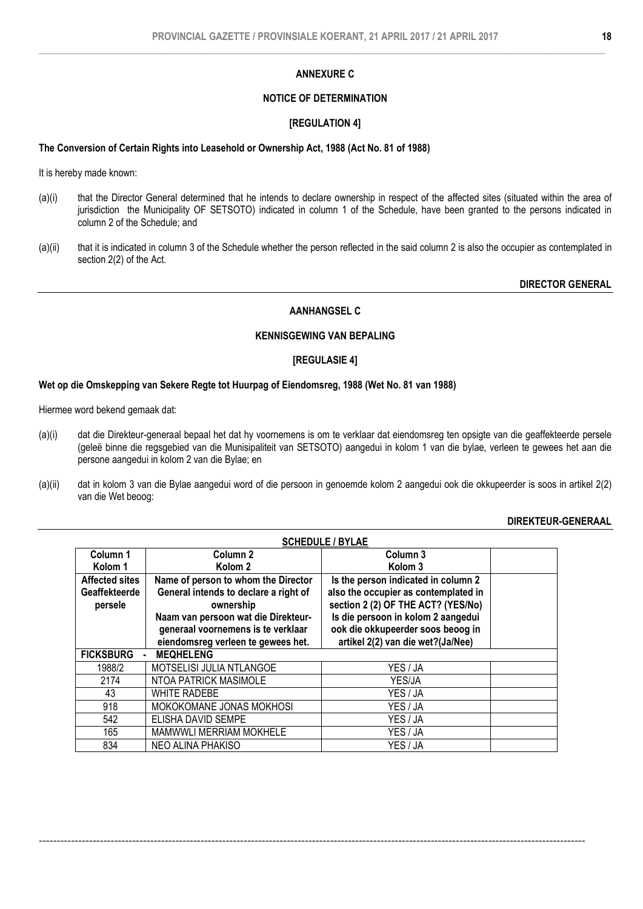**ANNEXURE C**

**NOTICE OF DETERMINATION**

**[REGULATION 4]**

**The Conversion of Certain Rights into Leasehold or Ownership Act, 1988 (Act No. 81 of 1988)**

It is hereby made known:

(a)(i) that the Director General determined that he intends to declare ownership in respect of the affected sites (situated within the area of jurisdiction the Municipality OF SETSOTO) indicated in column 1 of the Schedule, have been granted to the persons indicated in column 2 of the Schedule; and

(a)(ii) that it is indicated in column 3 of the Schedule whether the person reflected in the said column 2 is also the occupier as contemplated in section 2(2) of the Act.

**DIRECTOR GENERAL**

**AANHANGSEL C**

**KENNISGEWING VAN BEPALING**

**[REGULASIE 4]**

**Wet op die Omskepping van Sekere Regte tot Huurpag of Eiendomsreg, 1988 (Wet No. 81 van 1988)**

Hiermee word bekend gemaak dat:

(a)(i) dat die Direkteur-generaal bepaal het dat hy voornemens is om te verklaar dat eiendomsreg ten opsigte van die geaffekteerde persele (geleë binne die regsgebied van die Munisipaliteit van SETSOTO) aangedui in kolom 1 van die bylae, verleen te gewees het aan die persone aangedui in kolom 2 van die Bylae; en

(a)(ii) dat in kolom 3 van die Bylae aangedui word of die persoon in genoemde kolom 2 aangedui ook die okkupeerder is soos in artikel 2(2) van die Wet beoog:

**DIREKTEUR-GENERAAL**

**SCHEDULE / BYLAE**

| Column 1<br>Kolom 1 | Column 2<br>Kolom 2 | Column 3<br>Kolom 3 | |
|---|---|---|---|
| **Affected sites<br>Geaffekteerde persele** | **Name of person to whom the Director General intends to declare a right of ownership<br>Naam van persoon wat die Direkteur-generaal voornemens is te verklaar eiendomsreg verleen te gewees het.** | **Is the person indicated in column 2 also the occupier as contemplated in section 2 (2) OF THE ACT? (YES/No)<br>Is die persoon in kolom 2 aangedui ook die okkupeerder soos beoog in artikel 2(2) van die wet?(Ja/Nee)** | |
| **FICKSBURG - MEQHELENG** | | | |
| 1988/2 | MOTSELISI JULIA NTLANGOE | YES / JA | |
| 2174 | NTOA PATRICK MASIMOLE | YES/JA | |
| 43 | WHITE RADEBE | YES / JA | |
| 918 | MOKOKOMANE JONAS MOKHOSI | YES / JA | |
| 542 | ELISHA DAVID SEMPE | YES / JA | |
| 165 | MAMWWLI MERRIAM MOKHELE | YES / JA | |
| 834 | NEO ALINA PHAKISO | YES / JA | |